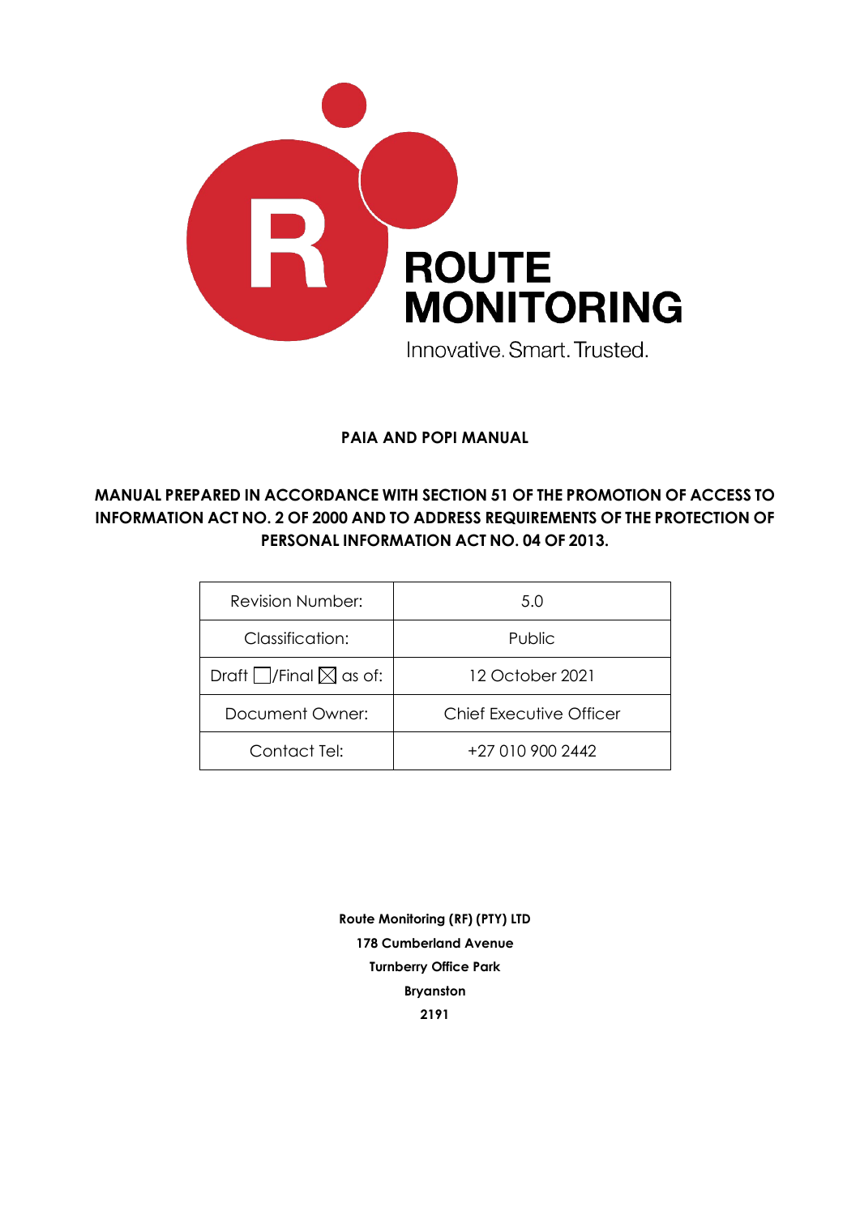ROUTE MONITORING

Innovative. Smart. Trusted.

**PAIA AND POPI MANUAL**

**MANUAL PREPARED IN ACCORDANCE WITH SECTION 51 OF THE PROMOTION OF ACCESS TO INFORMATION ACT NO. 2 OF 2000 AND TO ADDRESS REQUIREMENTS OF THE PROTECTION OF PERSONAL INFORMATION ACT NO. 04 OF 2013.**

| Revision Number: | 5.0 |
|---|---|
| Classification: | Public |
| Draft ☐/Final ☒ as of: | 12 October 2021 |
| Document Owner: | Chief Executive Officer |
| Contact Tel: | +27 010 900 2442 |

**Route Monitoring (RF) (PTY) LTD**
**178 Cumberland Avenue**
**Turnberry Office Park**
**Bryanston**
**2191**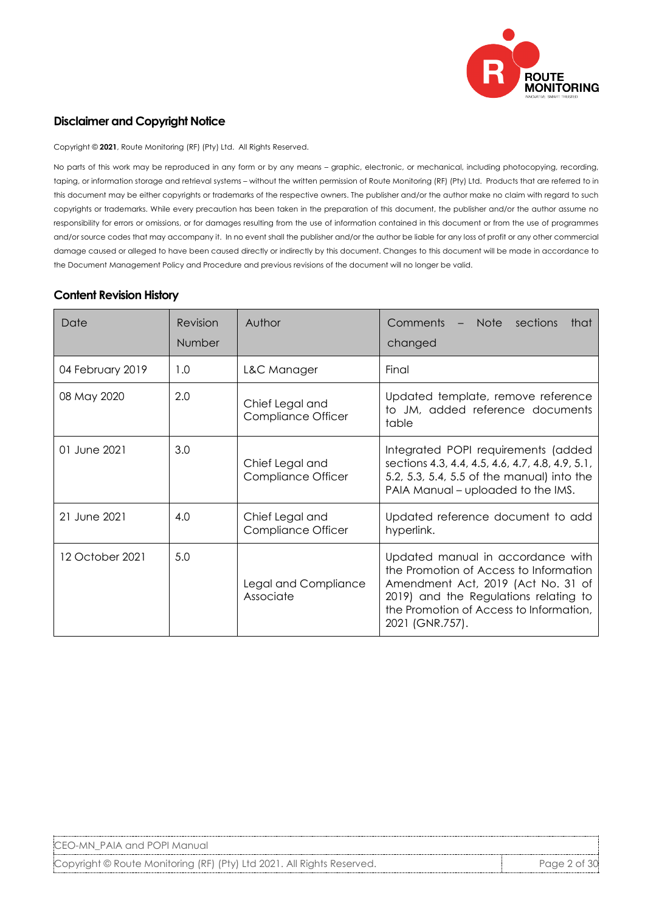## Disclaimer and Copyright Notice

Copyright © **2021**, Route Monitoring (RF) (Pty) Ltd. All Rights Reserved.

No parts of this work may be reproduced in any form or by any means – graphic, electronic, or mechanical, including photocopying, recording, taping, or information storage and retrieval systems – without the written permission of Route Monitoring (RF) (Pty) Ltd. Products that are referred to in this document may be either copyrights or trademarks of the respective owners. The publisher and/or the author make no claim with regard to such copyrights or trademarks. While every precaution has been taken in the preparation of this document, the publisher and/or the author assume no responsibility for errors or omissions, or for damages resulting from the use of information contained in this document or from the use of programmes and/or source codes that may accompany it. In no event shall the publisher and/or the author be liable for any loss of profit or any other commercial damage caused or alleged to have been caused directly or indirectly by this document. Changes to this document will be made in accordance to the Document Management Policy and Procedure and previous revisions of the document will no longer be valid.

## Content Revision History

| Date | Revision Number | Author | Comments – Note sections that changed |
|---|---|---|---|
| 04 February 2019 | 1.0 | L&C Manager | Final |
| 08 May 2020 | 2.0 | Chief Legal and Compliance Officer | Updated template, remove reference to JM, added reference documents table |
| 01 June 2021 | 3.0 | Chief Legal and Compliance Officer | Integrated POPI requirements (added sections 4.3, 4.4, 4.5, 4.6, 4.7, 4.8, 4.9, 5.1, 5.2, 5.3, 5.4, 5.5 of the manual) into the PAIA Manual – uploaded to the IMS. |
| 21 June 2021 | 4.0 | Chief Legal and Compliance Officer | Updated reference document to add hyperlink. |
| 12 October 2021 | 5.0 | Legal and Compliance Associate | Updated manual in accordance with the Promotion of Access to Information Amendment Act, 2019 (Act No. 31 of 2019) and the Regulations relating to the Promotion of Access to Information, 2021 (GNR.757). |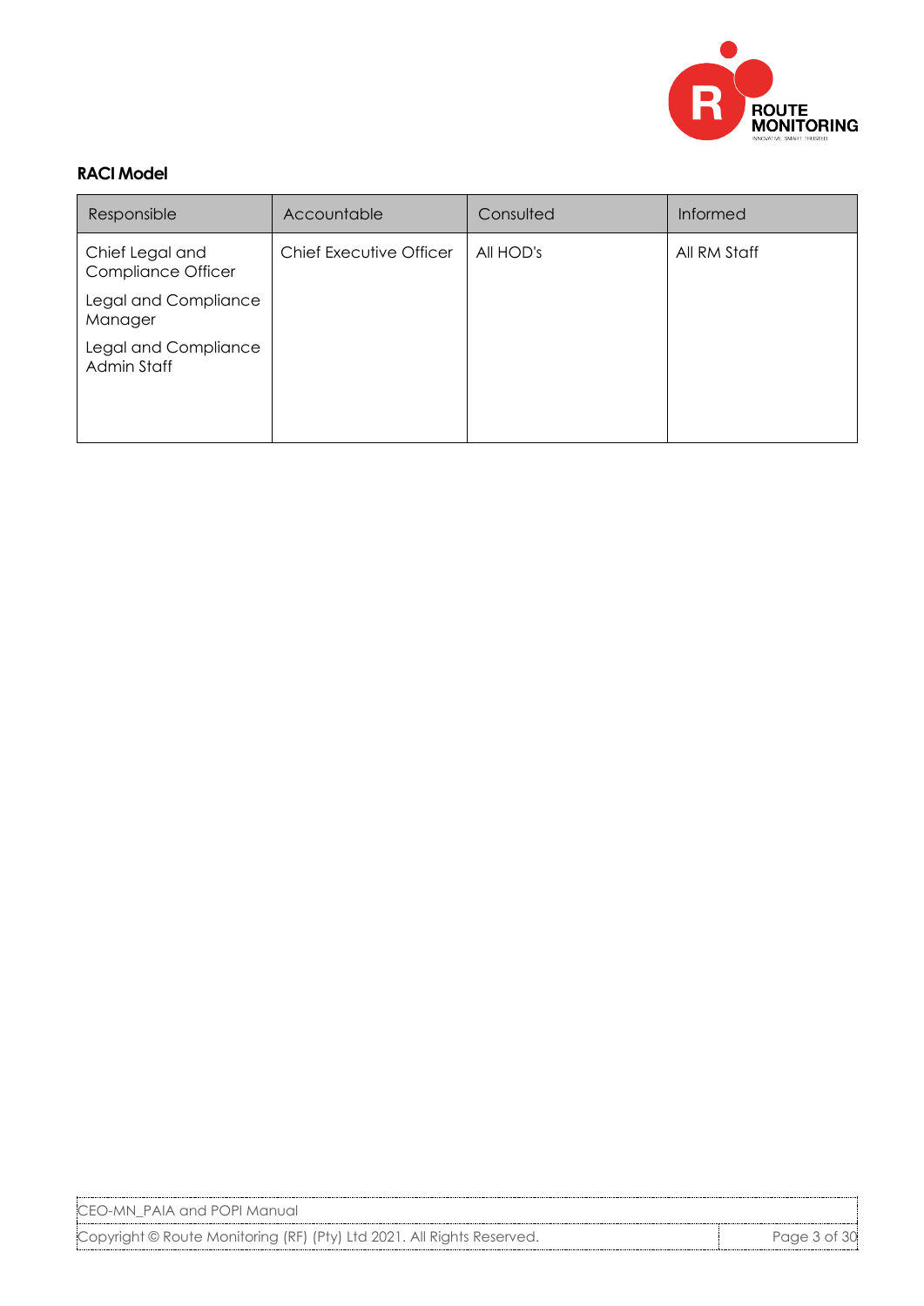### RACI Model

| Responsible | Accountable | Consulted | Informed |
| --- | --- | --- | --- |
| Chief Legal and Compliance Officer<br>Legal and Compliance Manager<br>Legal and Compliance Admin Staff | Chief Executive Officer | All HOD's | All RM Staff |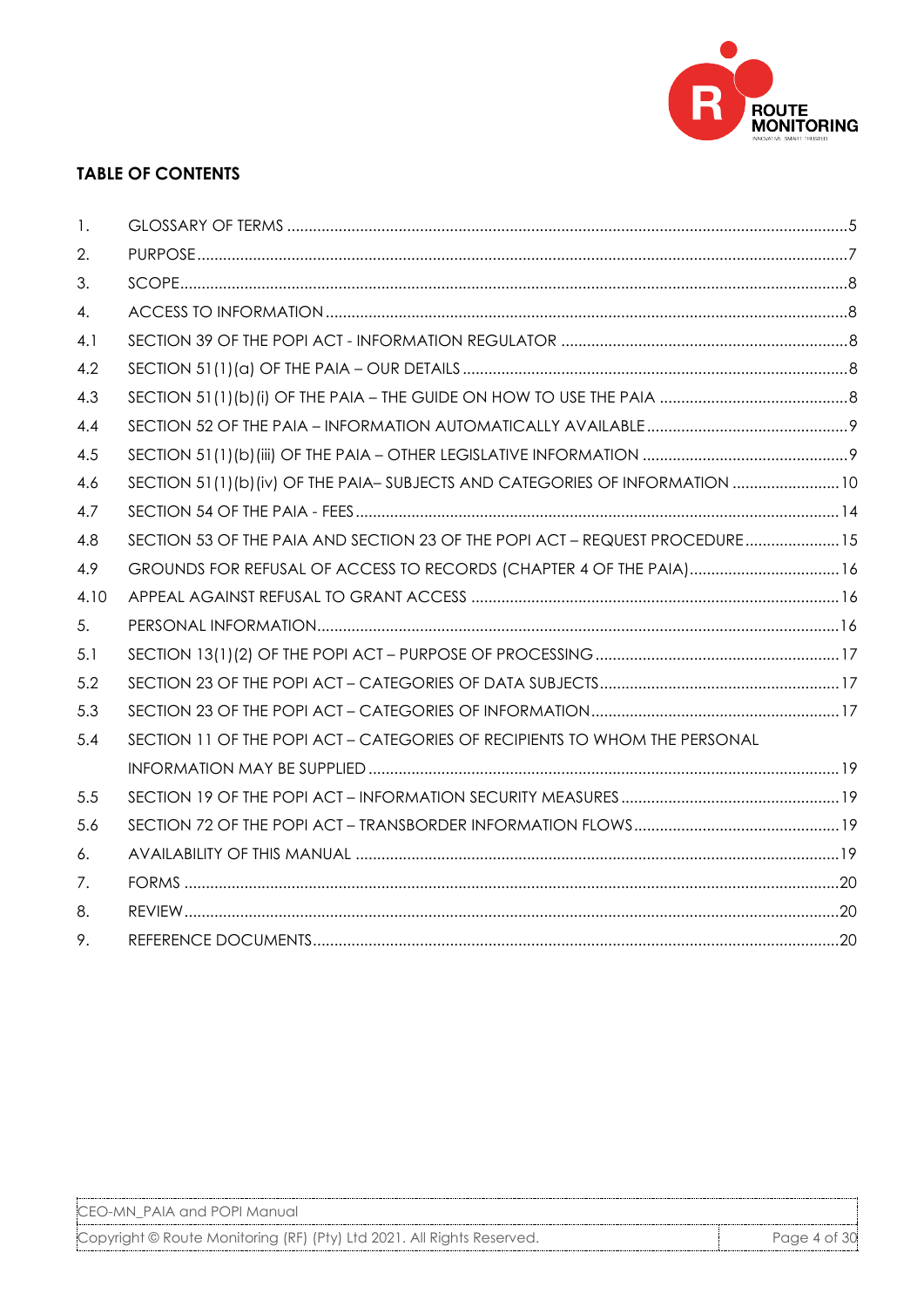## TABLE OF CONTENTS

| | | |
|---|---|---|
| 1. | GLOSSARY OF TERMS | 5 |
| 2. | PURPOSE | 7 |
| 3. | SCOPE | 8 |
| 4. | ACCESS TO INFORMATION | 8 |
| 4.1 | SECTION 39 OF THE POPI ACT - INFORMATION REGULATOR | 8 |
| 4.2 | SECTION 51(1)(a) OF THE PAIA – OUR DETAILS | 8 |
| 4.3 | SECTION 51(1)(b)(i) OF THE PAIA – THE GUIDE ON HOW TO USE THE PAIA | 8 |
| 4.4 | SECTION 52 OF THE PAIA – INFORMATION AUTOMATICALLY AVAILABLE | 9 |
| 4.5 | SECTION 51(1)(b)(iii) OF THE PAIA – OTHER LEGISLATIVE INFORMATION | 9 |
| 4.6 | SECTION 51(1)(b)(iv) OF THE PAIA– SUBJECTS AND CATEGORIES OF INFORMATION | 10 |
| 4.7 | SECTION 54 OF THE PAIA - FEES | 14 |
| 4.8 | SECTION 53 OF THE PAIA AND SECTION 23 OF THE POPI ACT – REQUEST PROCEDURE | 15 |
| 4.9 | GROUNDS FOR REFUSAL OF ACCESS TO RECORDS (CHAPTER 4 OF THE PAIA) | 16 |
| 4.10 | APPEAL AGAINST REFUSAL TO GRANT ACCESS | 16 |
| 5. | PERSONAL INFORMATION | 16 |
| 5.1 | SECTION 13(1)(2) OF THE POPI ACT – PURPOSE OF PROCESSING | 17 |
| 5.2 | SECTION 23 OF THE POPI ACT – CATEGORIES OF DATA SUBJECTS | 17 |
| 5.3 | SECTION 23 OF THE POPI ACT – CATEGORIES OF INFORMATION | 17 |
| 5.4 | SECTION 11 OF THE POPI ACT – CATEGORIES OF RECIPIENTS TO WHOM THE PERSONAL INFORMATION MAY BE SUPPLIED | 19 |
| 5.5 | SECTION 19 OF THE POPI ACT – INFORMATION SECURITY MEASURES | 19 |
| 5.6 | SECTION 72 OF THE POPI ACT – TRANSBORDER INFORMATION FLOWS | 19 |
| 6. | AVAILABILITY OF THIS MANUAL | 19 |
| 7. | FORMS | 20 |
| 8. | REVIEW | 20 |
| 9. | REFERENCE DOCUMENTS | 20 |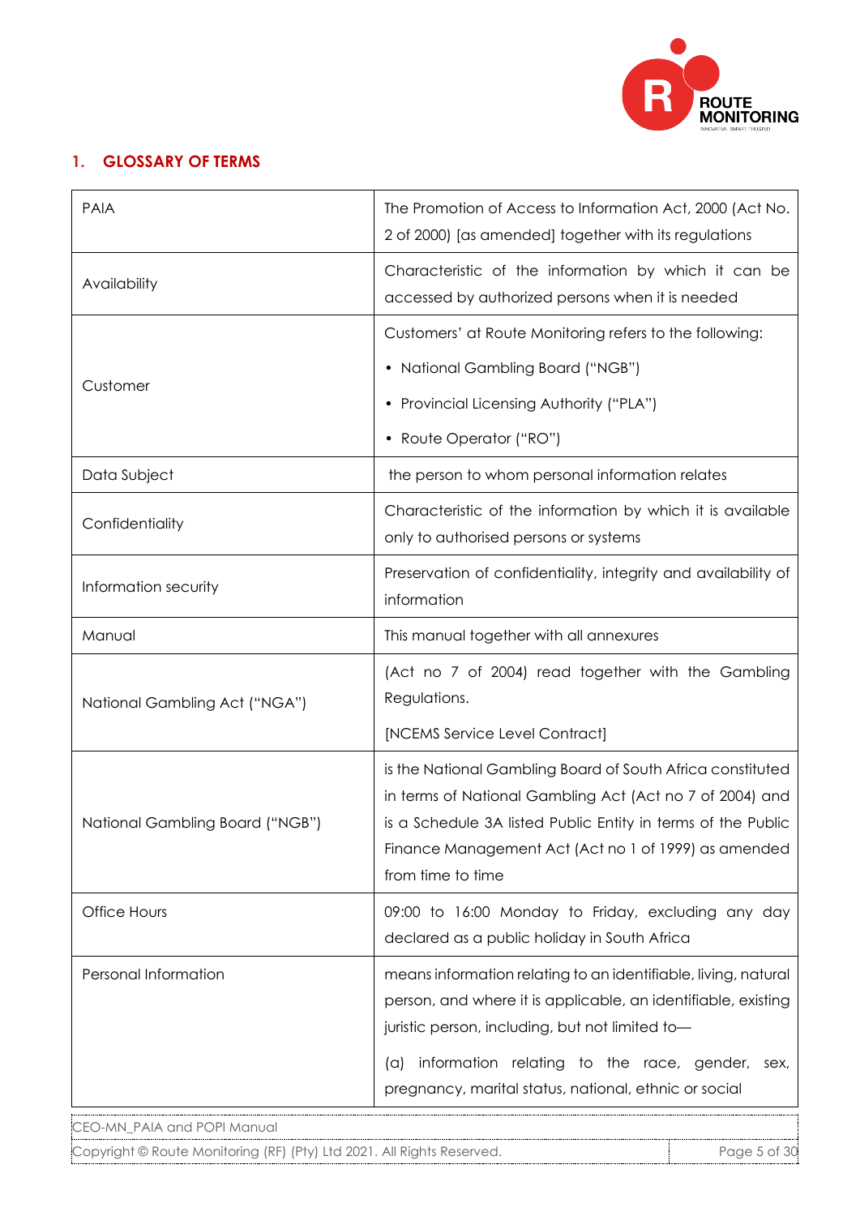## 1. GLOSSARY OF TERMS

| | |
|---|---|
| PAIA | The Promotion of Access to Information Act, 2000 (Act No. 2 of 2000) [as amended] together with its regulations |
| Availability | Characteristic of the information by which it can be accessed by authorized persons when it is needed |
| Customer | Customers' at Route Monitoring refers to the following:<br>• National Gambling Board ("NGB")<br>• Provincial Licensing Authority ("PLA")<br>• Route Operator ("RO") |
| Data Subject | the person to whom personal information relates |
| Confidentiality | Characteristic of the information by which it is available only to authorised persons or systems |
| Information security | Preservation of confidentiality, integrity and availability of information |
| Manual | This manual together with all annexures |
| National Gambling Act ("NGA") | (Act no 7 of 2004) read together with the Gambling Regulations.<br>[NCEMS Service Level Contract] |
| National Gambling Board ("NGB") | is the National Gambling Board of South Africa constituted in terms of National Gambling Act (Act no 7 of 2004) and is a Schedule 3A listed Public Entity in terms of the Public Finance Management Act (Act no 1 of 1999) as amended from time to time |
| Office Hours | 09:00 to 16:00 Monday to Friday, excluding any day declared as a public holiday in South Africa |
| Personal Information | means information relating to an identifiable, living, natural person, and where it is applicable, an identifiable, existing juristic person, including, but not limited to—<br>(a) information relating to the race, gender, sex, pregnancy, marital status, national, ethnic or social |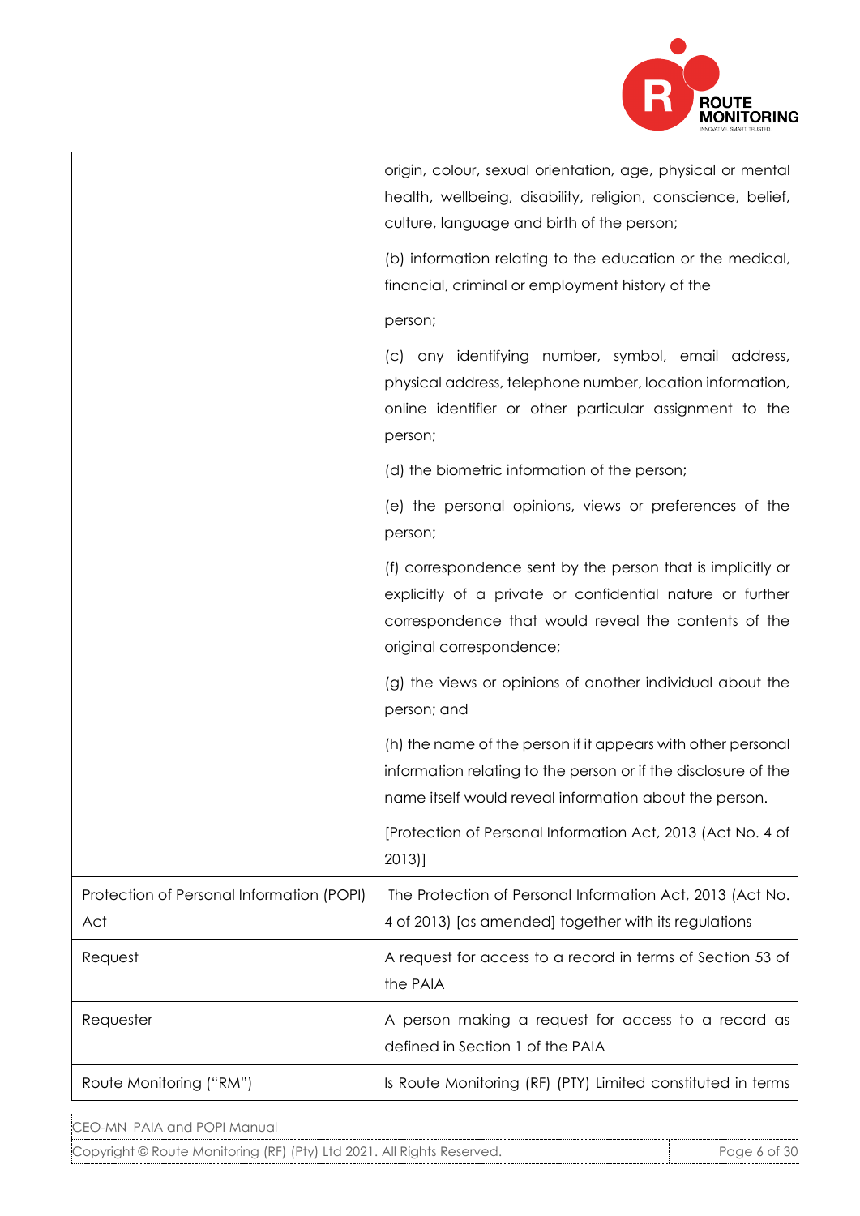| | |
|---|---|
| | origin, colour, sexual orientation, age, physical or mental health, wellbeing, disability, religion, conscience, belief, culture, language and birth of the person;<br><br>(b) information relating to the education or the medical, financial, criminal or employment history of the person;<br><br>(c) any identifying number, symbol, email address, physical address, telephone number, location information, online identifier or other particular assignment to the person;<br><br>(d) the biometric information of the person;<br><br>(e) the personal opinions, views or preferences of the person;<br><br>(f) correspondence sent by the person that is implicitly or explicitly of a private or confidential nature or further correspondence that would reveal the contents of the original correspondence;<br><br>(g) the views or opinions of another individual about the person; and<br><br>(h) the name of the person if it appears with other personal information relating to the person or if the disclosure of the name itself would reveal information about the person.<br><br>[Protection of Personal Information Act, 2013 (Act No. 4 of 2013)] |
| Protection of Personal Information (POPI) Act | The Protection of Personal Information Act, 2013 (Act No. 4 of 2013) [as amended] together with its regulations |
| Request | A request for access to a record in terms of Section 53 of the PAIA |
| Requester | A person making a request for access to a record as defined in Section 1 of the PAIA |
| Route Monitoring ("RM") | Is Route Monitoring (RF) (PTY) Limited constituted in terms |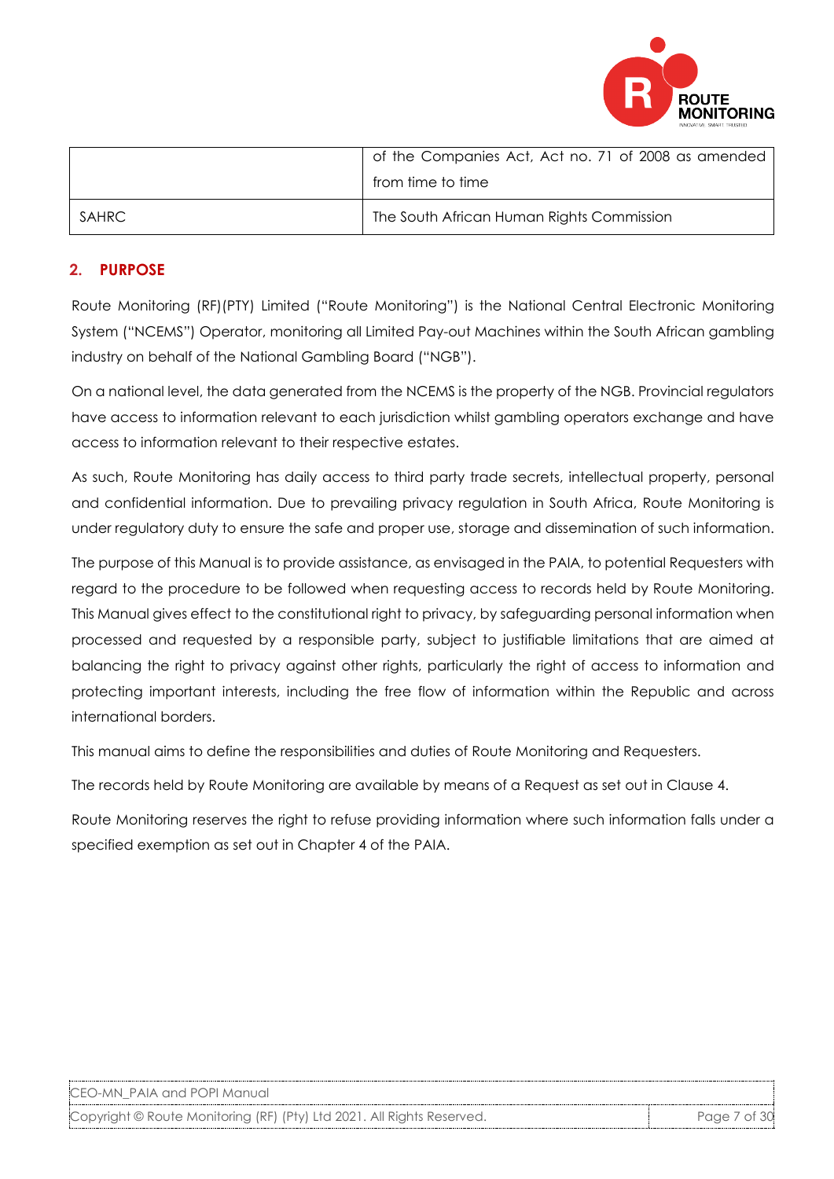|  | of the Companies Act, Act no. 71 of 2008 as amended from time to time |
| --- | --- |
| SAHRC | The South African Human Rights Commission |

## 2. PURPOSE

Route Monitoring (RF)(PTY) Limited ("Route Monitoring") is the National Central Electronic Monitoring System ("NCEMS") Operator, monitoring all Limited Pay-out Machines within the South African gambling industry on behalf of the National Gambling Board ("NGB").

On a national level, the data generated from the NCEMS is the property of the NGB. Provincial regulators have access to information relevant to each jurisdiction whilst gambling operators exchange and have access to information relevant to their respective estates.

As such, Route Monitoring has daily access to third party trade secrets, intellectual property, personal and confidential information. Due to prevailing privacy regulation in South Africa, Route Monitoring is under regulatory duty to ensure the safe and proper use, storage and dissemination of such information.

The purpose of this Manual is to provide assistance, as envisaged in the PAIA, to potential Requesters with regard to the procedure to be followed when requesting access to records held by Route Monitoring. This Manual gives effect to the constitutional right to privacy, by safeguarding personal information when processed and requested by a responsible party, subject to justifiable limitations that are aimed at balancing the right to privacy against other rights, particularly the right of access to information and protecting important interests, including the free flow of information within the Republic and across international borders.

This manual aims to define the responsibilities and duties of Route Monitoring and Requesters.

The records held by Route Monitoring are available by means of a Request as set out in Clause 4.

Route Monitoring reserves the right to refuse providing information where such information falls under a specified exemption as set out in Chapter 4 of the PAIA.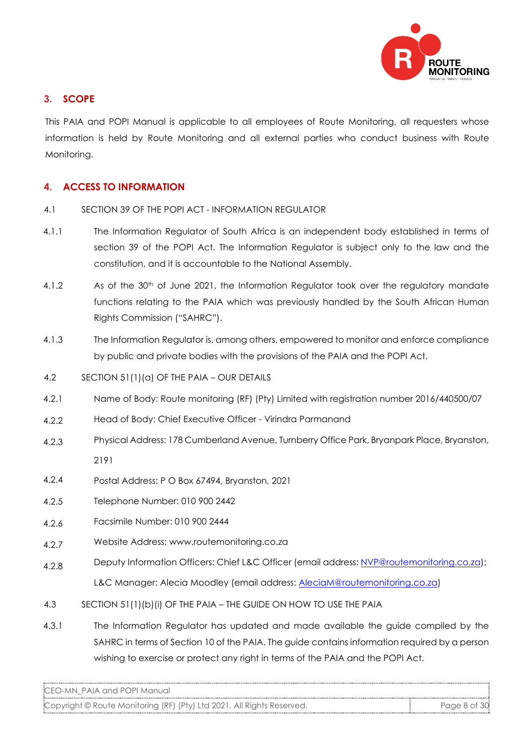## 3. SCOPE

This PAIA and POPI Manual is applicable to all employees of Route Monitoring, all requesters whose information is held by Route Monitoring and all external parties who conduct business with Route Monitoring.

## 4. ACCESS TO INFORMATION

4.1 SECTION 39 OF THE POPI ACT - INFORMATION REGULATOR

4.1.1 The Information Regulator of South Africa is an independent body established in terms of section 39 of the POPI Act. The Information Regulator is subject only to the law and the constitution, and it is accountable to the National Assembly.

4.1.2 As of the 30th of June 2021, the Information Regulator took over the regulatory mandate functions relating to the PAIA which was previously handled by the South African Human Rights Commission ("SAHRC").

4.1.3 The Information Regulator is, among others, empowered to monitor and enforce compliance by public and private bodies with the provisions of the PAIA and the POPI Act.

4.2 SECTION 51(1)(a) OF THE PAIA – OUR DETAILS

4.2.1 Name of Body: Route monitoring (RF) (Pty) Limited with registration number 2016/440500/07

4.2.2 Head of Body: Chief Executive Officer - Virindra Parmanand

4.2.3 Physical Address: 178 Cumberland Avenue, Turnberry Office Park, Bryanpark Place, Bryanston, 2191

4.2.4 Postal Address: P O Box 67494, Bryanston, 2021

4.2.5 Telephone Number: 010 900 2442

4.2.6 Facsimile Number: 010 900 2444

4.2.7 Website Address: www.routemonitoring.co.za

4.2.8 Deputy Information Officers: Chief L&C Officer (email address: NVP@routemonitoring.co.za); L&C Manager: Alecia Moodley (email address: AleciaM@routemonitoring.co.za)

4.3 SECTION 51(1)(b)(i) OF THE PAIA – THE GUIDE ON HOW TO USE THE PAIA

4.3.1 The Information Regulator has updated and made available the guide compiled by the SAHRC in terms of Section 10 of the PAIA. The guide contains information required by a person wishing to exercise or protect any right in terms of the PAIA and the POPI Act.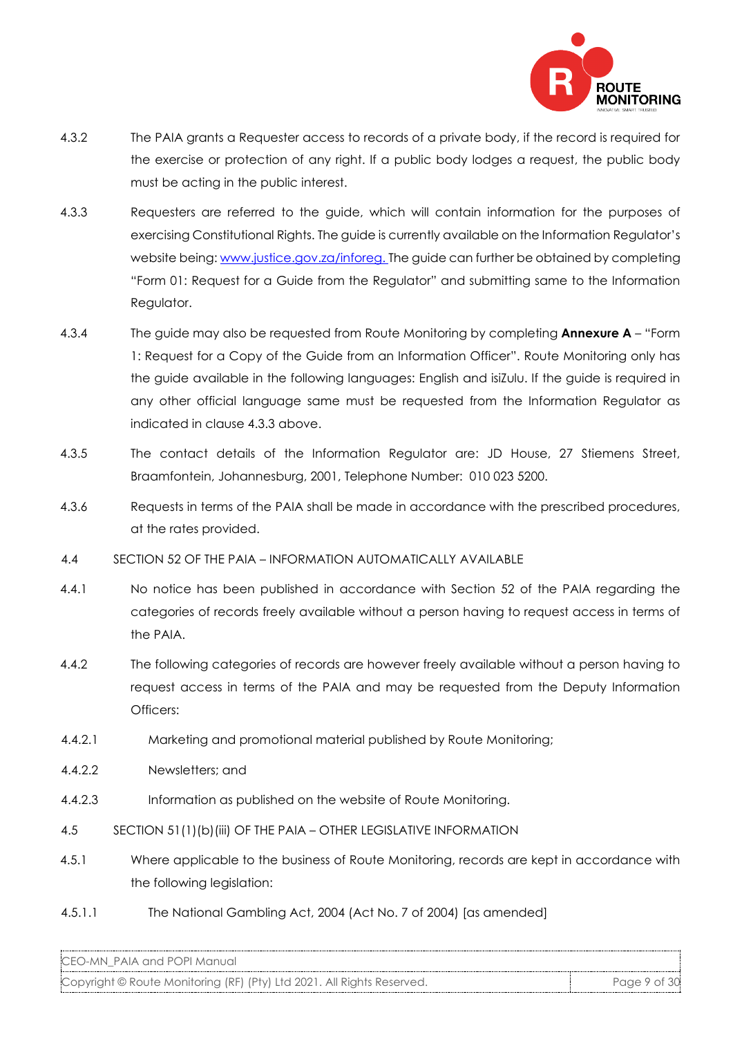4.3.2 The PAIA grants a Requester access to records of a private body, if the record is required for the exercise or protection of any right. If a public body lodges a request, the public body must be acting in the public interest.

4.3.3 Requesters are referred to the guide, which will contain information for the purposes of exercising Constitutional Rights. The guide is currently available on the Information Regulator's website being: [www.justice.gov.za/inforeg.](http://www.justice.gov.za/inforeg) The guide can further be obtained by completing "Form 01: Request for a Guide from the Regulator" and submitting same to the Information Regulator.

4.3.4 The guide may also be requested from Route Monitoring by completing **Annexure A** – "Form 1: Request for a Copy of the Guide from an Information Officer". Route Monitoring only has the guide available in the following languages: English and isiZulu. If the guide is required in any other official language same must be requested from the Information Regulator as indicated in clause 4.3.3 above.

4.3.5 The contact details of the Information Regulator are: JD House, 27 Stiemens Street, Braamfontein, Johannesburg, 2001, Telephone Number: 010 023 5200.

4.3.6 Requests in terms of the PAIA shall be made in accordance with the prescribed procedures, at the rates provided.

4.4 SECTION 52 OF THE PAIA – INFORMATION AUTOMATICALLY AVAILABLE

4.4.1 No notice has been published in accordance with Section 52 of the PAIA regarding the categories of records freely available without a person having to request access in terms of the PAIA.

4.4.2 The following categories of records are however freely available without a person having to request access in terms of the PAIA and may be requested from the Deputy Information Officers:

4.4.2.1 Marketing and promotional material published by Route Monitoring;

4.4.2.2 Newsletters; and

4.4.2.3 Information as published on the website of Route Monitoring.

4.5 SECTION 51(1)(b)(iii) OF THE PAIA – OTHER LEGISLATIVE INFORMATION

4.5.1 Where applicable to the business of Route Monitoring, records are kept in accordance with the following legislation:

4.5.1.1 The National Gambling Act, 2004 (Act No. 7 of 2004) [as amended]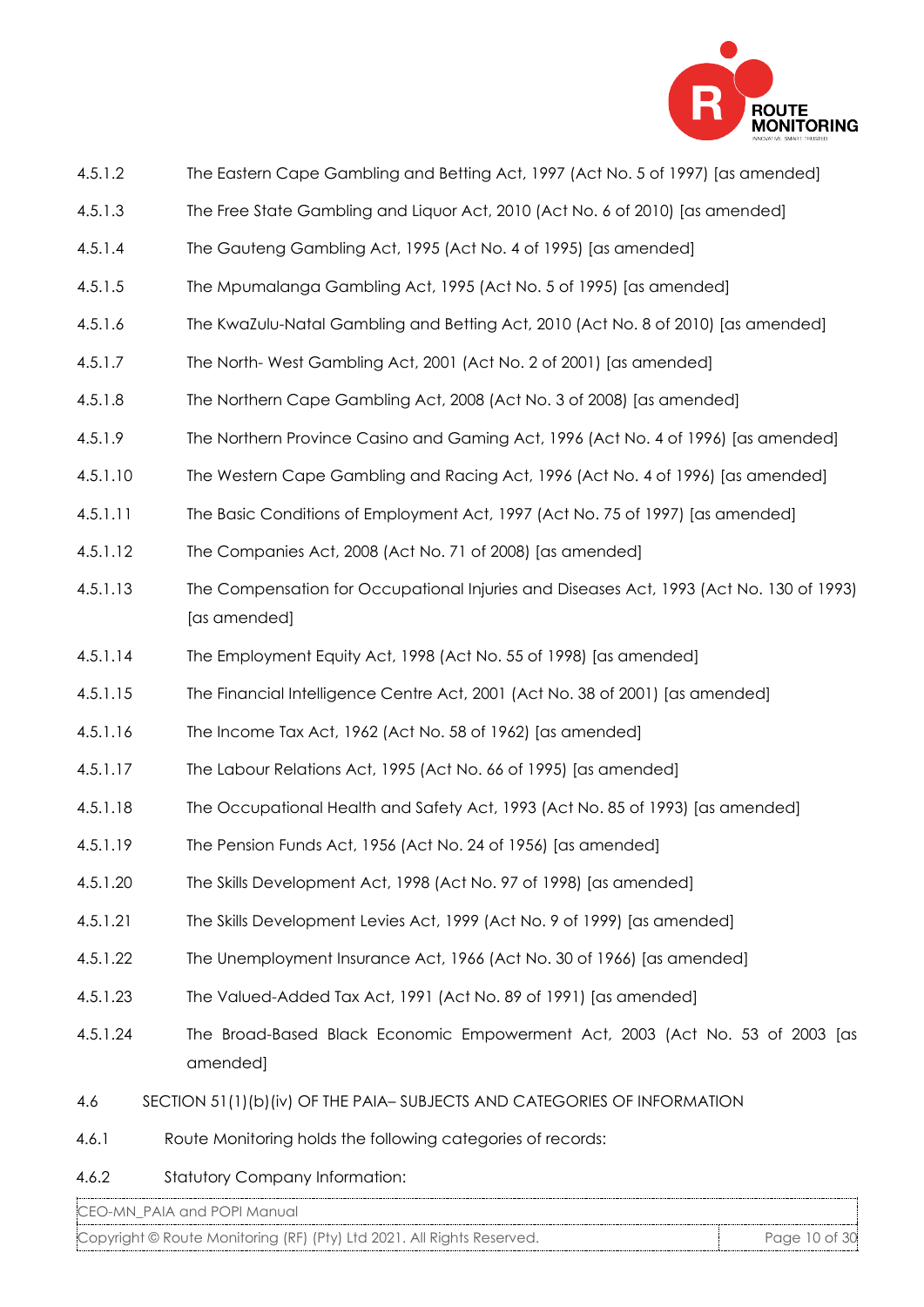4.5.1.2 The Eastern Cape Gambling and Betting Act, 1997 (Act No. 5 of 1997) [as amended]

4.5.1.3 The Free State Gambling and Liquor Act, 2010 (Act No. 6 of 2010) [as amended]

4.5.1.4 The Gauteng Gambling Act, 1995 (Act No. 4 of 1995) [as amended]

4.5.1.5 The Mpumalanga Gambling Act, 1995 (Act No. 5 of 1995) [as amended]

4.5.1.6 The KwaZulu-Natal Gambling and Betting Act, 2010 (Act No. 8 of 2010) [as amended]

4.5.1.7 The North- West Gambling Act, 2001 (Act No. 2 of 2001) [as amended]

4.5.1.8 The Northern Cape Gambling Act, 2008 (Act No. 3 of 2008) [as amended]

4.5.1.9 The Northern Province Casino and Gaming Act, 1996 (Act No. 4 of 1996) [as amended]

4.5.1.10 The Western Cape Gambling and Racing Act, 1996 (Act No. 4 of 1996) [as amended]

4.5.1.11 The Basic Conditions of Employment Act, 1997 (Act No. 75 of 1997) [as amended]

4.5.1.12 The Companies Act, 2008 (Act No. 71 of 2008) [as amended]

4.5.1.13 The Compensation for Occupational Injuries and Diseases Act, 1993 (Act No. 130 of 1993) [as amended]

4.5.1.14 The Employment Equity Act, 1998 (Act No. 55 of 1998) [as amended]

4.5.1.15 The Financial Intelligence Centre Act, 2001 (Act No. 38 of 2001) [as amended]

4.5.1.16 The Income Tax Act, 1962 (Act No. 58 of 1962) [as amended]

4.5.1.17 The Labour Relations Act, 1995 (Act No. 66 of 1995) [as amended]

4.5.1.18 The Occupational Health and Safety Act, 1993 (Act No. 85 of 1993) [as amended]

4.5.1.19 The Pension Funds Act, 1956 (Act No. 24 of 1956) [as amended]

4.5.1.20 The Skills Development Act, 1998 (Act No. 97 of 1998) [as amended]

4.5.1.21 The Skills Development Levies Act, 1999 (Act No. 9 of 1999) [as amended]

4.5.1.22 The Unemployment Insurance Act, 1966 (Act No. 30 of 1966) [as amended]

4.5.1.23 The Valued-Added Tax Act, 1991 (Act No. 89 of 1991) [as amended]

4.5.1.24 The Broad-Based Black Economic Empowerment Act, 2003 (Act No. 53 of 2003 [as amended]

4.6 SECTION 51(1)(b)(iv) OF THE PAIA– SUBJECTS AND CATEGORIES OF INFORMATION

4.6.1 Route Monitoring holds the following categories of records:

4.6.2 Statutory Company Information: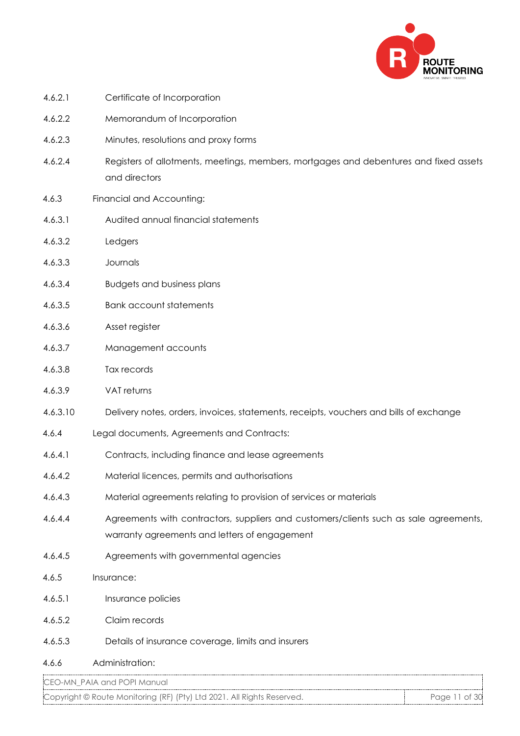4.6.2.1 Certificate of Incorporation

4.6.2.2 Memorandum of Incorporation

4.6.2.3 Minutes, resolutions and proxy forms

4.6.2.4 Registers of allotments, meetings, members, mortgages and debentures and fixed assets and directors

4.6.3 Financial and Accounting:

4.6.3.1 Audited annual financial statements

4.6.3.2 Ledgers

4.6.3.3 Journals

4.6.3.4 Budgets and business plans

4.6.3.5 Bank account statements

4.6.3.6 Asset register

4.6.3.7 Management accounts

4.6.3.8 Tax records

4.6.3.9 VAT returns

4.6.3.10 Delivery notes, orders, invoices, statements, receipts, vouchers and bills of exchange

4.6.4 Legal documents, Agreements and Contracts:

4.6.4.1 Contracts, including finance and lease agreements

4.6.4.2 Material licences, permits and authorisations

4.6.4.3 Material agreements relating to provision of services or materials

4.6.4.4 Agreements with contractors, suppliers and customers/clients such as sale agreements, warranty agreements and letters of engagement

4.6.4.5 Agreements with governmental agencies

4.6.5 Insurance:

4.6.5.1 Insurance policies

4.6.5.2 Claim records

4.6.5.3 Details of insurance coverage, limits and insurers

4.6.6 Administration: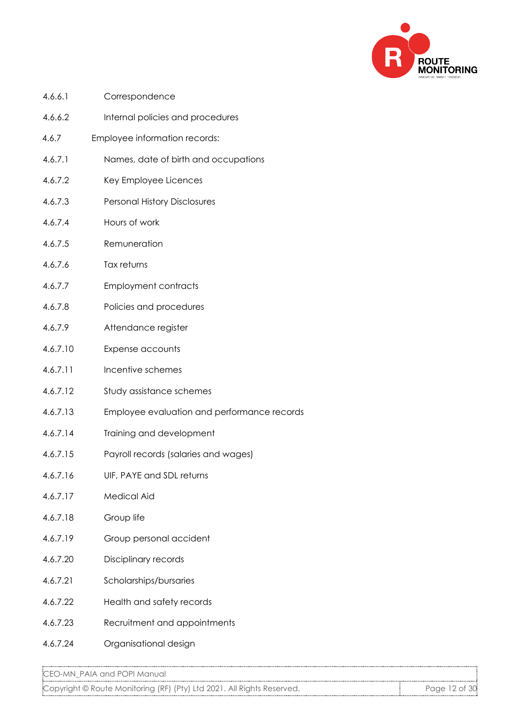4.6.6.1 Correspondence

4.6.6.2 Internal policies and procedures

4.6.7 Employee information records:

4.6.7.1 Names, date of birth and occupations

4.6.7.2 Key Employee Licences

4.6.7.3 Personal History Disclosures

4.6.7.4 Hours of work

4.6.7.5 Remuneration

4.6.7.6 Tax returns

4.6.7.7 Employment contracts

4.6.7.8 Policies and procedures

4.6.7.9 Attendance register

4.6.7.10 Expense accounts

4.6.7.11 Incentive schemes

4.6.7.12 Study assistance schemes

4.6.7.13 Employee evaluation and performance records

4.6.7.14 Training and development

4.6.7.15 Payroll records (salaries and wages)

4.6.7.16 UIF, PAYE and SDL returns

4.6.7.17 Medical Aid

4.6.7.18 Group life

4.6.7.19 Group personal accident

4.6.7.20 Disciplinary records

4.6.7.21 Scholarships/bursaries

4.6.7.22 Health and safety records

4.6.7.23 Recruitment and appointments

4.6.7.24 Organisational design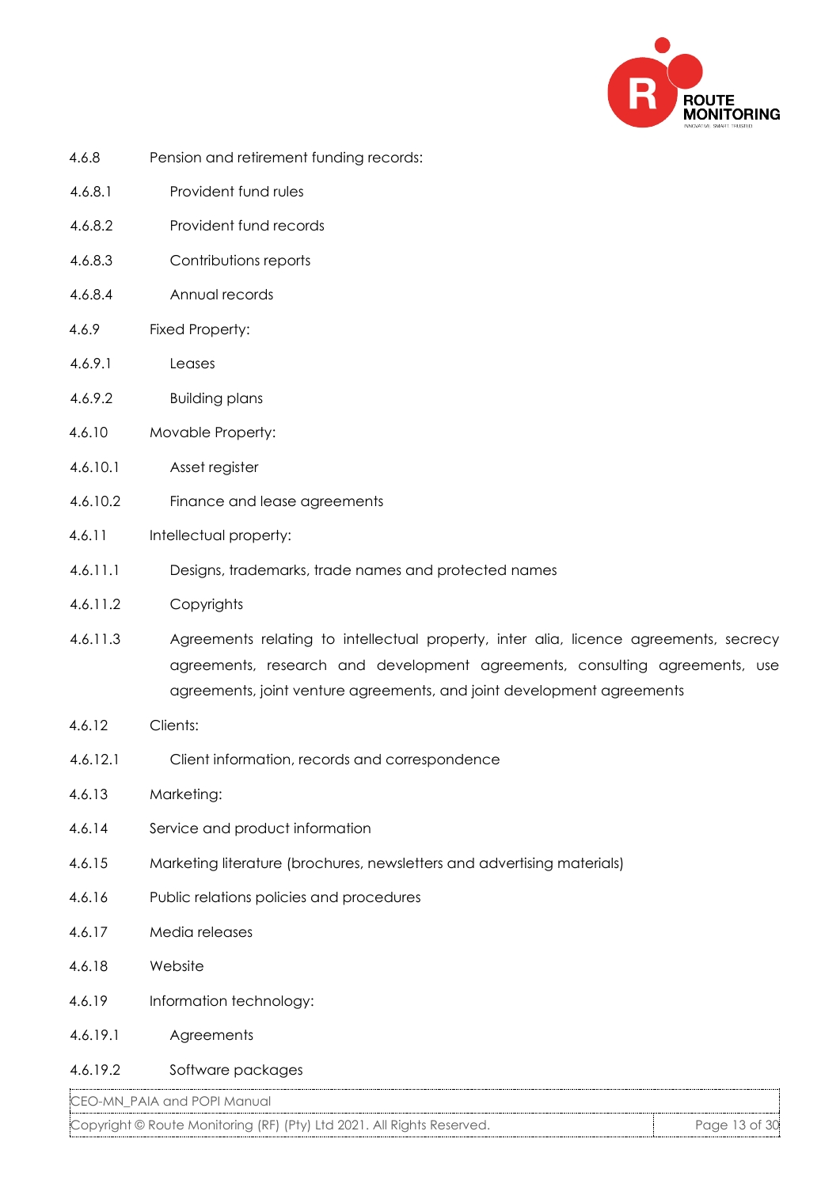4.6.8 Pension and retirement funding records:

4.6.8.1 Provident fund rules

4.6.8.2 Provident fund records

4.6.8.3 Contributions reports

4.6.8.4 Annual records

4.6.9 Fixed Property:

4.6.9.1 Leases

4.6.9.2 Building plans

4.6.10 Movable Property:

4.6.10.1 Asset register

4.6.10.2 Finance and lease agreements

4.6.11 Intellectual property:

4.6.11.1 Designs, trademarks, trade names and protected names

4.6.11.2 Copyrights

4.6.11.3 Agreements relating to intellectual property, inter alia, licence agreements, secrecy agreements, research and development agreements, consulting agreements, use agreements, joint venture agreements, and joint development agreements

4.6.12 Clients:

4.6.12.1 Client information, records and correspondence

4.6.13 Marketing:

4.6.14 Service and product information

4.6.15 Marketing literature (brochures, newsletters and advertising materials)

4.6.16 Public relations policies and procedures

4.6.17 Media releases

4.6.18 Website

4.6.19 Information technology:

4.6.19.1 Agreements

4.6.19.2 Software packages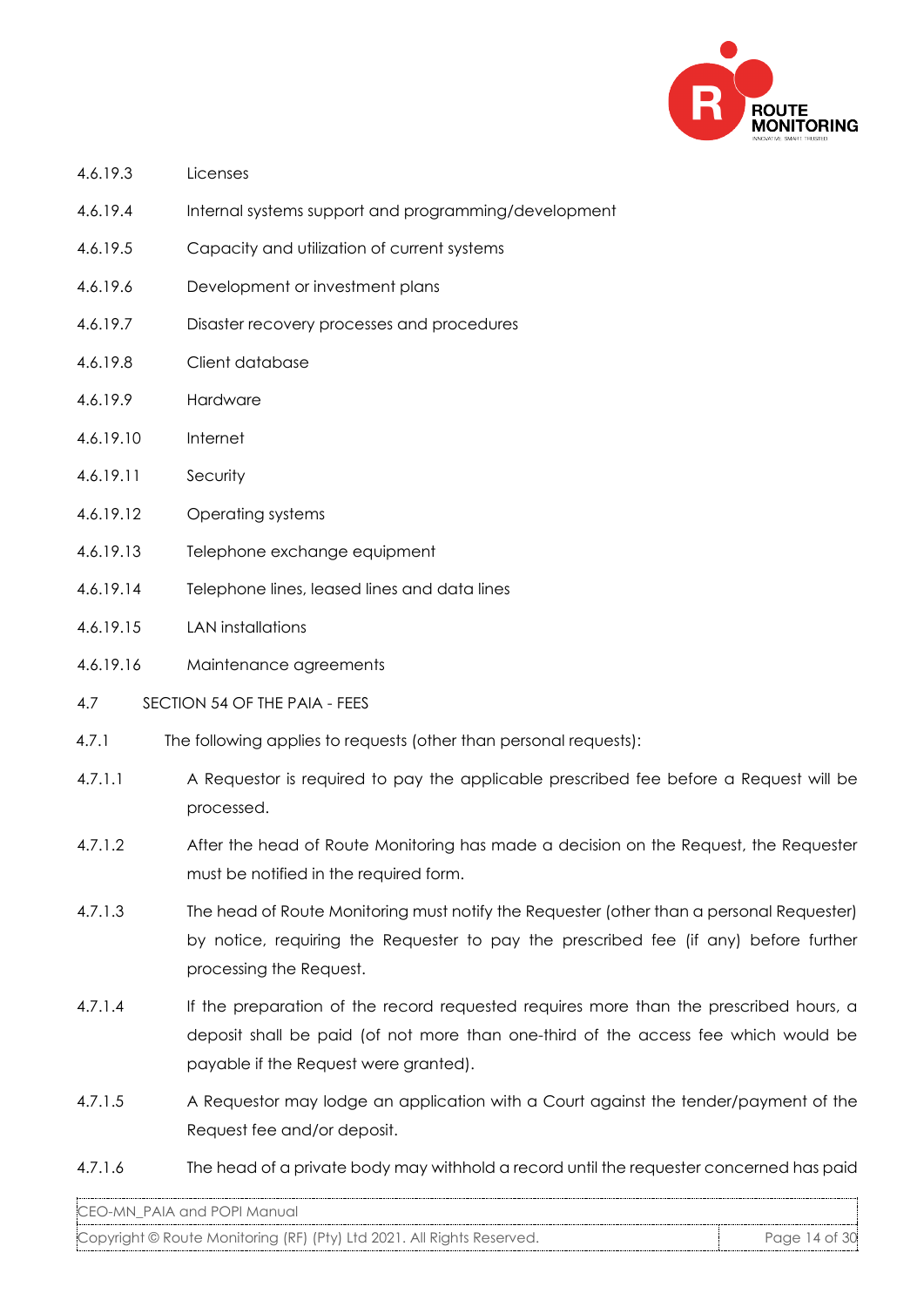4.6.19.3 Licenses

4.6.19.4 Internal systems support and programming/development

4.6.19.5 Capacity and utilization of current systems

4.6.19.6 Development or investment plans

4.6.19.7 Disaster recovery processes and procedures

4.6.19.8 Client database

4.6.19.9 Hardware

4.6.19.10 Internet

4.6.19.11 Security

4.6.19.12 Operating systems

4.6.19.13 Telephone exchange equipment

4.6.19.14 Telephone lines, leased lines and data lines

4.6.19.15 LAN installations

4.6.19.16 Maintenance agreements

## 4.7 SECTION 54 OF THE PAIA - FEES

4.7.1 The following applies to requests (other than personal requests):

4.7.1.1 A Requestor is required to pay the applicable prescribed fee before a Request will be processed.

4.7.1.2 After the head of Route Monitoring has made a decision on the Request, the Requester must be notified in the required form.

4.7.1.3 The head of Route Monitoring must notify the Requester (other than a personal Requester) by notice, requiring the Requester to pay the prescribed fee (if any) before further processing the Request.

4.7.1.4 If the preparation of the record requested requires more than the prescribed hours, a deposit shall be paid (of not more than one-third of the access fee which would be payable if the Request were granted).

4.7.1.5 A Requestor may lodge an application with a Court against the tender/payment of the Request fee and/or deposit.

4.7.1.6 The head of a private body may withhold a record until the requester concerned has paid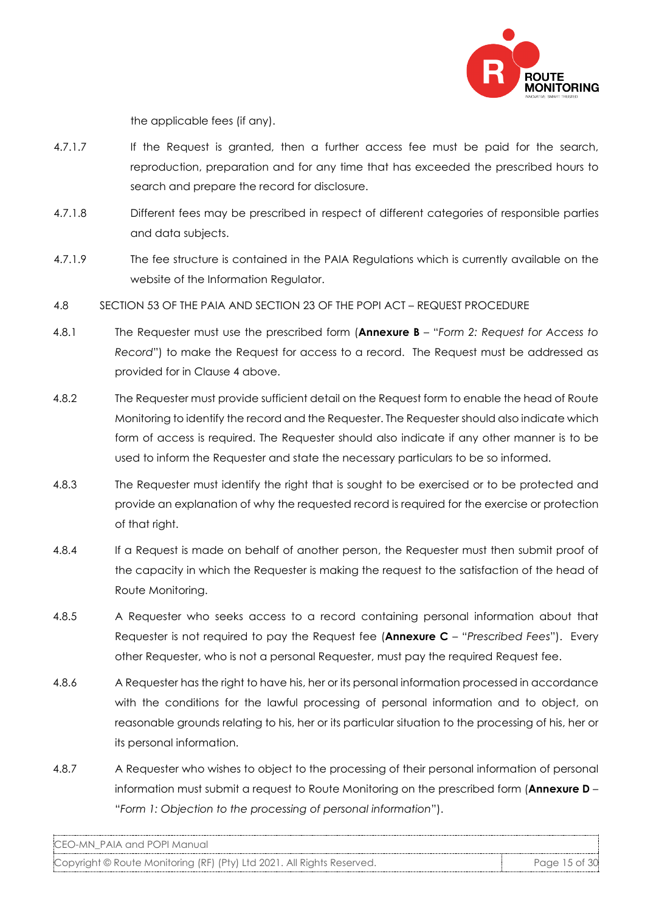the applicable fees (if any).

4.7.1.7 If the Request is granted, then a further access fee must be paid for the search, reproduction, preparation and for any time that has exceeded the prescribed hours to search and prepare the record for disclosure.

4.7.1.8 Different fees may be prescribed in respect of different categories of responsible parties and data subjects.

4.7.1.9 The fee structure is contained in the PAIA Regulations which is currently available on the website of the Information Regulator.

4.8 SECTION 53 OF THE PAIA AND SECTION 23 OF THE POPI ACT – REQUEST PROCEDURE

4.8.1 The Requester must use the prescribed form (**Annexure B** – "*Form 2: Request for Access to Record*") to make the Request for access to a record. The Request must be addressed as provided for in Clause 4 above.

4.8.2 The Requester must provide sufficient detail on the Request form to enable the head of Route Monitoring to identify the record and the Requester. The Requester should also indicate which form of access is required. The Requester should also indicate if any other manner is to be used to inform the Requester and state the necessary particulars to be so informed.

4.8.3 The Requester must identify the right that is sought to be exercised or to be protected and provide an explanation of why the requested record is required for the exercise or protection of that right.

4.8.4 If a Request is made on behalf of another person, the Requester must then submit proof of the capacity in which the Requester is making the request to the satisfaction of the head of Route Monitoring.

4.8.5 A Requester who seeks access to a record containing personal information about that Requester is not required to pay the Request fee (**Annexure C** – "*Prescribed Fees*"). Every other Requester, who is not a personal Requester, must pay the required Request fee.

4.8.6 A Requester has the right to have his, her or its personal information processed in accordance with the conditions for the lawful processing of personal information and to object, on reasonable grounds relating to his, her or its particular situation to the processing of his, her or its personal information.

4.8.7 A Requester who wishes to object to the processing of their personal information of personal information must submit a request to Route Monitoring on the prescribed form (**Annexure D** – "*Form 1: Objection to the processing of personal information*").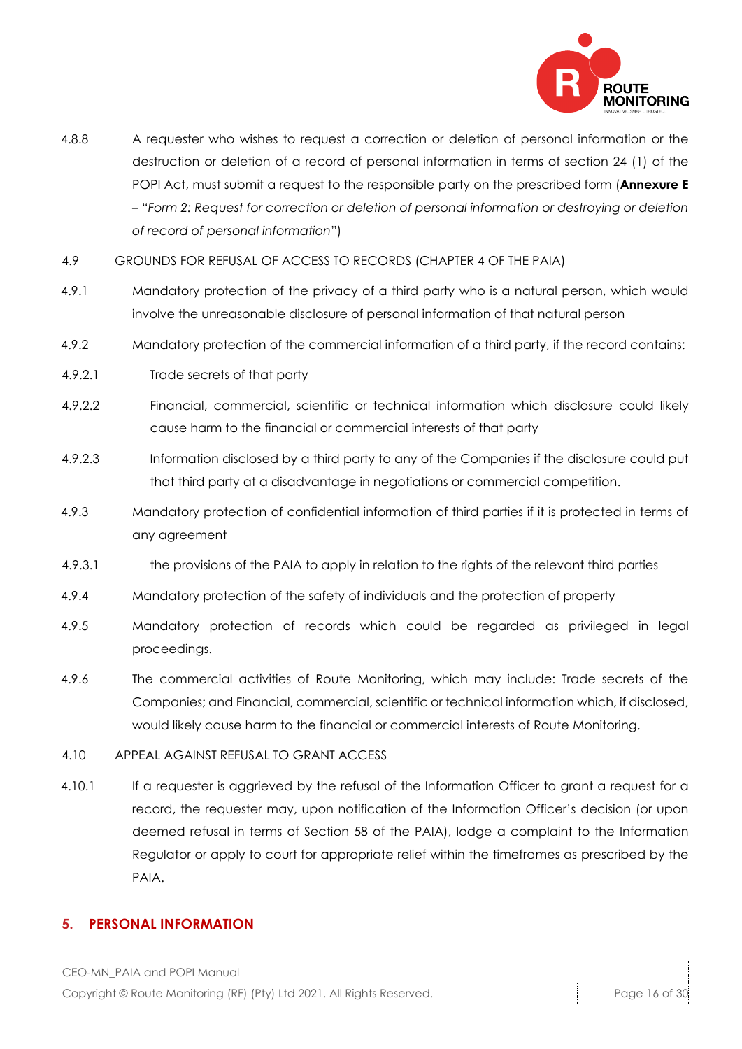4.8.8 A requester who wishes to request a correction or deletion of personal information or the destruction or deletion of a record of personal information in terms of section 24 (1) of the POPI Act, must submit a request to the responsible party on the prescribed form (**Annexure E** – "*Form 2: Request for correction or deletion of personal information or destroying or deletion of record of personal information*")

4.9 GROUNDS FOR REFUSAL OF ACCESS TO RECORDS (CHAPTER 4 OF THE PAIA)

4.9.1 Mandatory protection of the privacy of a third party who is a natural person, which would involve the unreasonable disclosure of personal information of that natural person

4.9.2 Mandatory protection of the commercial information of a third party, if the record contains:

4.9.2.1 Trade secrets of that party

4.9.2.2 Financial, commercial, scientific or technical information which disclosure could likely cause harm to the financial or commercial interests of that party

4.9.2.3 Information disclosed by a third party to any of the Companies if the disclosure could put that third party at a disadvantage in negotiations or commercial competition.

4.9.3 Mandatory protection of confidential information of third parties if it is protected in terms of any agreement

4.9.3.1 the provisions of the PAIA to apply in relation to the rights of the relevant third parties

4.9.4 Mandatory protection of the safety of individuals and the protection of property

4.9.5 Mandatory protection of records which could be regarded as privileged in legal proceedings.

4.9.6 The commercial activities of Route Monitoring, which may include: Trade secrets of the Companies; and Financial, commercial, scientific or technical information which, if disclosed, would likely cause harm to the financial or commercial interests of Route Monitoring.

4.10 APPEAL AGAINST REFUSAL TO GRANT ACCESS

4.10.1 If a requester is aggrieved by the refusal of the Information Officer to grant a request for a record, the requester may, upon notification of the Information Officer's decision (or upon deemed refusal in terms of Section 58 of the PAIA), lodge a complaint to the Information Regulator or apply to court for appropriate relief within the timeframes as prescribed by the PAIA.

## 5. PERSONAL INFORMATION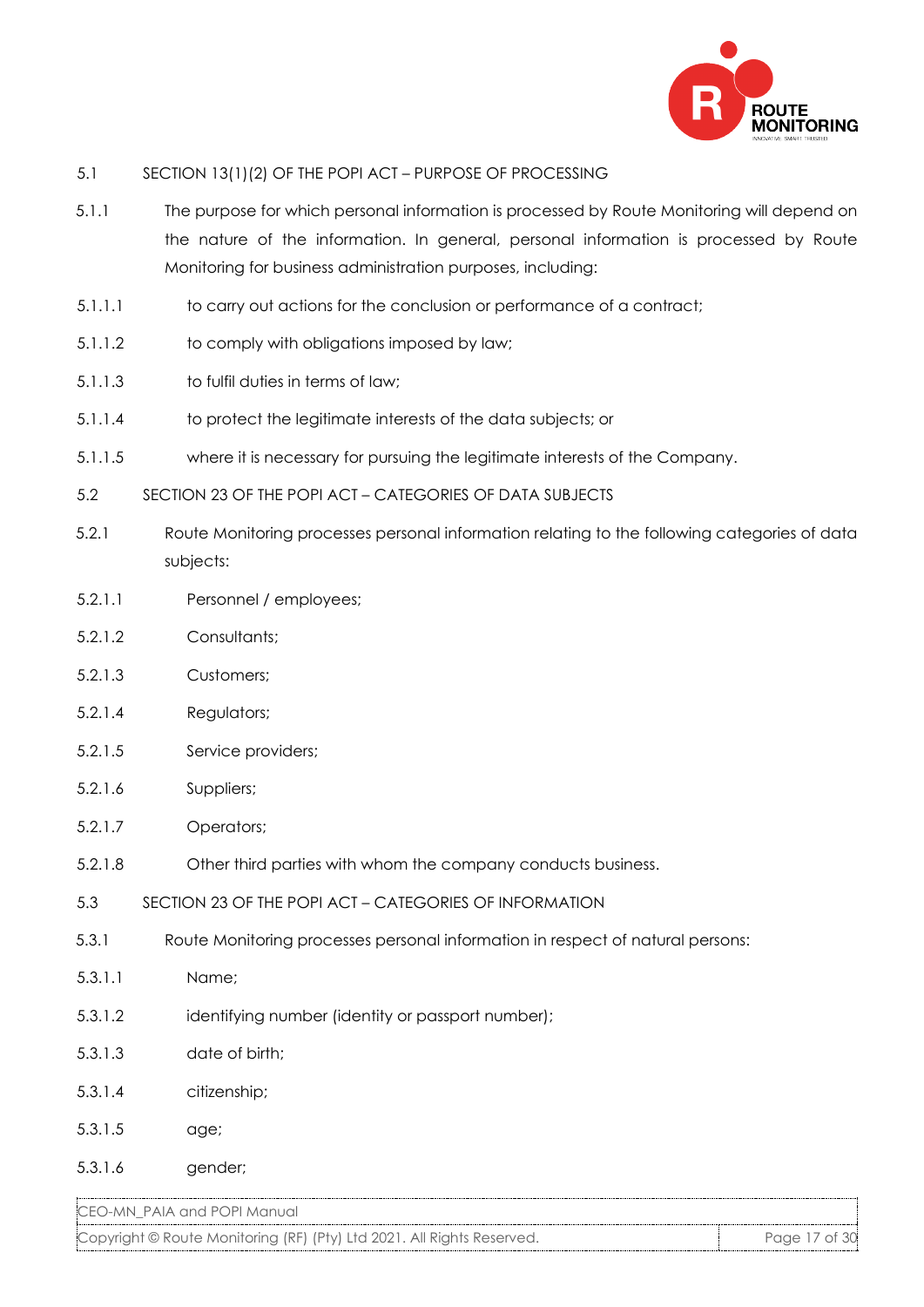5.1 SECTION 13(1)(2) OF THE POPI ACT – PURPOSE OF PROCESSING

5.1.1 The purpose for which personal information is processed by Route Monitoring will depend on the nature of the information. In general, personal information is processed by Route Monitoring for business administration purposes, including:

5.1.1.1 to carry out actions for the conclusion or performance of a contract;

5.1.1.2 to comply with obligations imposed by law;

5.1.1.3 to fulfil duties in terms of law;

5.1.1.4 to protect the legitimate interests of the data subjects; or

5.1.1.5 where it is necessary for pursuing the legitimate interests of the Company.

5.2 SECTION 23 OF THE POPI ACT – CATEGORIES OF DATA SUBJECTS

5.2.1 Route Monitoring processes personal information relating to the following categories of data subjects:

5.2.1.1 Personnel / employees;

5.2.1.2 Consultants;

5.2.1.3 Customers;

5.2.1.4 Regulators;

5.2.1.5 Service providers;

5.2.1.6 Suppliers;

5.2.1.7 Operators;

5.2.1.8 Other third parties with whom the company conducts business.

5.3 SECTION 23 OF THE POPI ACT – CATEGORIES OF INFORMATION

5.3.1 Route Monitoring processes personal information in respect of natural persons:

5.3.1.1 Name;

5.3.1.2 identifying number (identity or passport number);

5.3.1.3 date of birth;

5.3.1.4 citizenship;

5.3.1.5 age;

5.3.1.6 gender;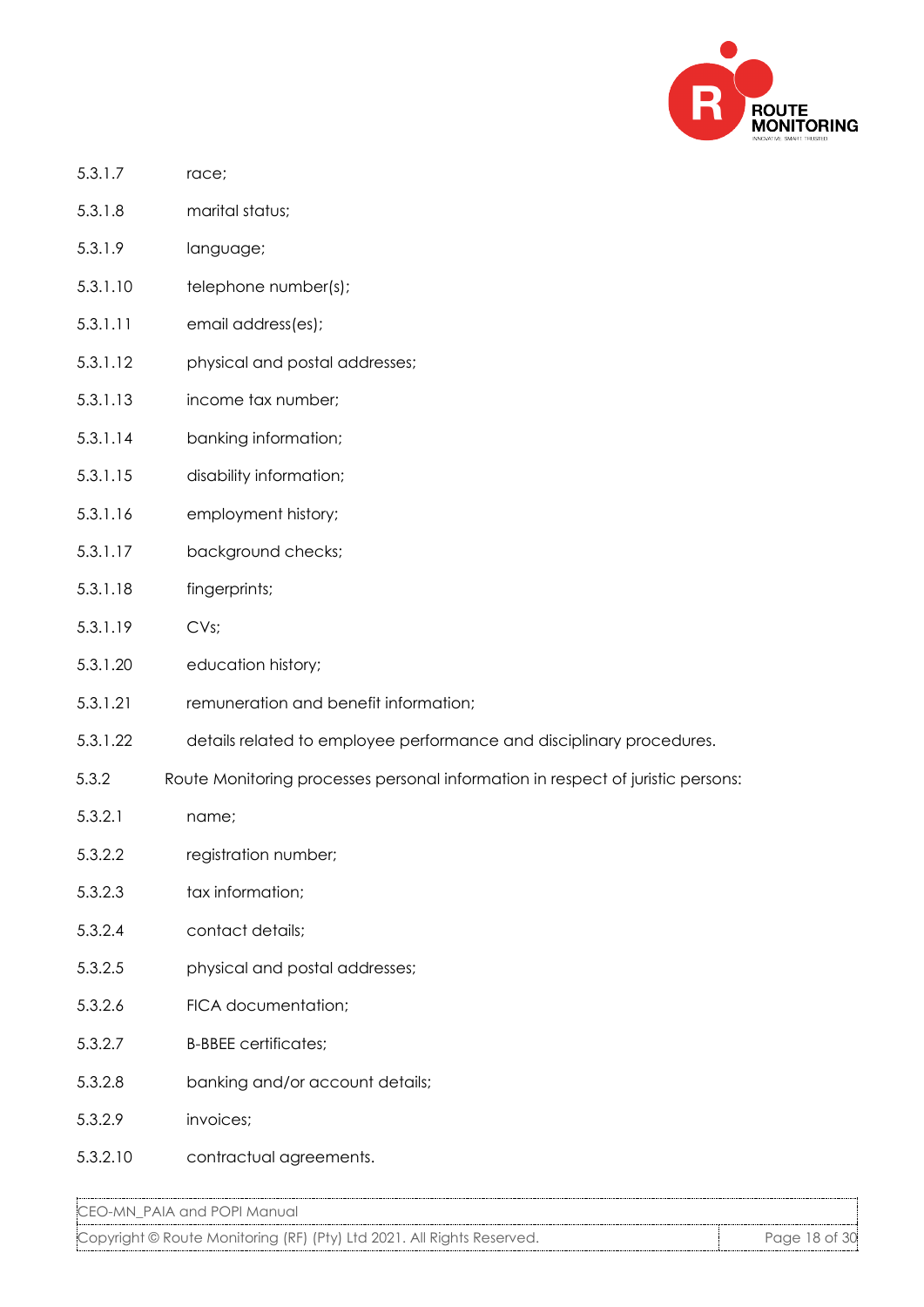5.3.1.7 race;

5.3.1.8 marital status;

5.3.1.9 language;

5.3.1.10 telephone number(s);

5.3.1.11 email address(es);

5.3.1.12 physical and postal addresses;

5.3.1.13 income tax number;

5.3.1.14 banking information;

5.3.1.15 disability information;

5.3.1.16 employment history;

5.3.1.17 background checks;

5.3.1.18 fingerprints;

5.3.1.19 CVs;

5.3.1.20 education history;

5.3.1.21 remuneration and benefit information;

5.3.1.22 details related to employee performance and disciplinary procedures.

5.3.2 Route Monitoring processes personal information in respect of juristic persons:

5.3.2.1 name;

5.3.2.2 registration number;

5.3.2.3 tax information;

5.3.2.4 contact details;

5.3.2.5 physical and postal addresses;

5.3.2.6 FICA documentation;

5.3.2.7 B-BBEE certificates;

5.3.2.8 banking and/or account details;

5.3.2.9 invoices;

5.3.2.10 contractual agreements.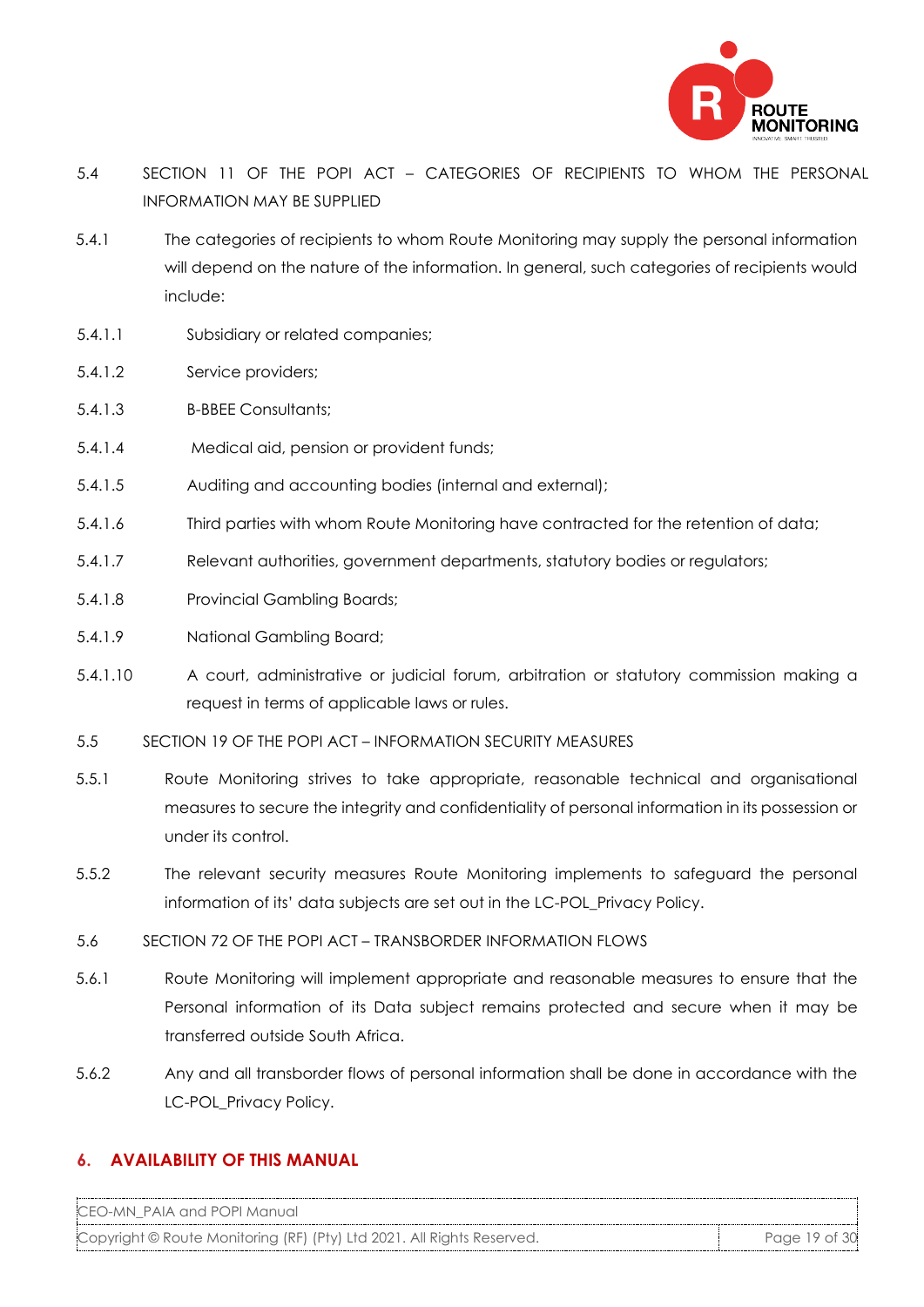5.4 SECTION 11 OF THE POPI ACT – CATEGORIES OF RECIPIENTS TO WHOM THE PERSONAL INFORMATION MAY BE SUPPLIED

5.4.1 The categories of recipients to whom Route Monitoring may supply the personal information will depend on the nature of the information. In general, such categories of recipients would include:

5.4.1.1 Subsidiary or related companies;

5.4.1.2 Service providers;

5.4.1.3 B-BBEE Consultants;

5.4.1.4 Medical aid, pension or provident funds;

5.4.1.5 Auditing and accounting bodies (internal and external);

5.4.1.6 Third parties with whom Route Monitoring have contracted for the retention of data;

5.4.1.7 Relevant authorities, government departments, statutory bodies or regulators;

5.4.1.8 Provincial Gambling Boards;

5.4.1.9 National Gambling Board;

5.4.1.10 A court, administrative or judicial forum, arbitration or statutory commission making a request in terms of applicable laws or rules.

5.5 SECTION 19 OF THE POPI ACT – INFORMATION SECURITY MEASURES

5.5.1 Route Monitoring strives to take appropriate, reasonable technical and organisational measures to secure the integrity and confidentiality of personal information in its possession or under its control.

5.5.2 The relevant security measures Route Monitoring implements to safeguard the personal information of its' data subjects are set out in the LC-POL_Privacy Policy.

5.6 SECTION 72 OF THE POPI ACT – TRANSBORDER INFORMATION FLOWS

5.6.1 Route Monitoring will implement appropriate and reasonable measures to ensure that the Personal information of its Data subject remains protected and secure when it may be transferred outside South Africa.

5.6.2 Any and all transborder flows of personal information shall be done in accordance with the LC-POL_Privacy Policy.

## 6. AVAILABILITY OF THIS MANUAL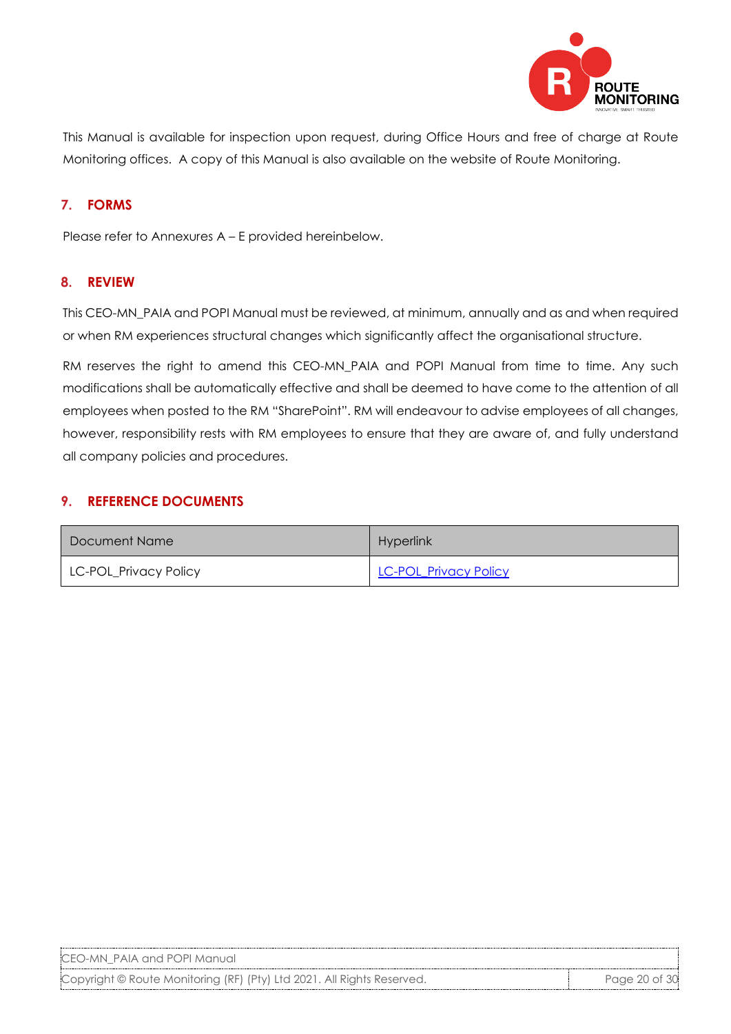This Manual is available for inspection upon request, during Office Hours and free of charge at Route Monitoring offices. A copy of this Manual is also available on the website of Route Monitoring.

## 7. FORMS

Please refer to Annexures A – E provided hereinbelow.

## 8. REVIEW

This CEO-MN_PAIA and POPI Manual must be reviewed, at minimum, annually and as and when required or when RM experiences structural changes which significantly affect the organisational structure.

RM reserves the right to amend this CEO-MN_PAIA and POPI Manual from time to time. Any such modifications shall be automatically effective and shall be deemed to have come to the attention of all employees when posted to the RM "SharePoint". RM will endeavour to advise employees of all changes, however, responsibility rests with RM employees to ensure that they are aware of, and fully understand all company policies and procedures.

## 9. REFERENCE DOCUMENTS

| Document Name | Hyperlink |
| --- | --- |
| LC-POL_Privacy Policy | LC-POL_Privacy Policy |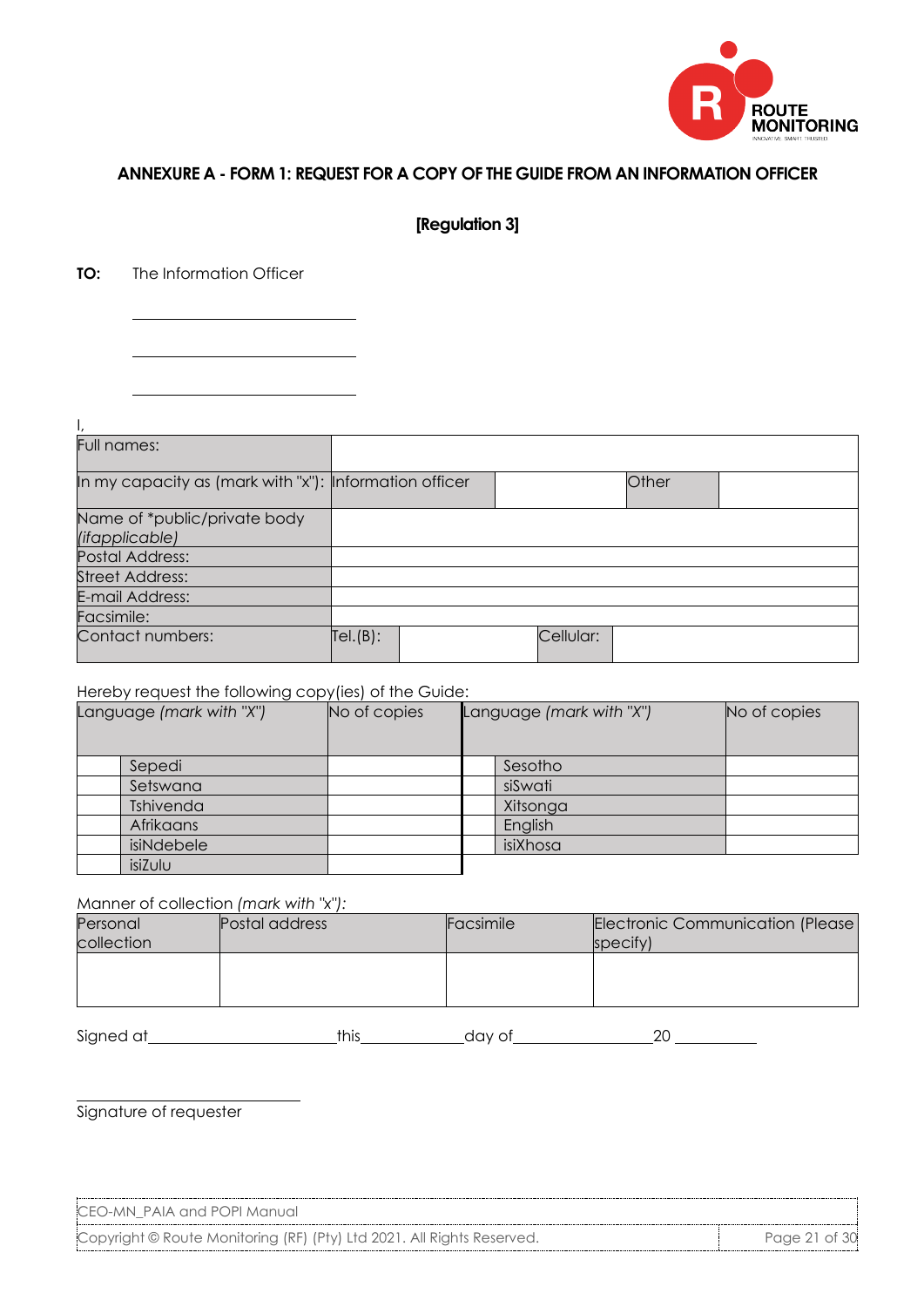## ANNEXURE A - FORM 1: REQUEST FOR A COPY OF THE GUIDE FROM AN INFORMATION OFFICER

**[Regulation 3]**

**TO:** The Information Officer

\_\_\_\_\_\_\_\_\_\_\_\_\_\_\_\_\_\_\_\_\_\_\_\_\_\_\_\_

\_\_\_\_\_\_\_\_\_\_\_\_\_\_\_\_\_\_\_\_\_\_\_\_\_\_\_\_

\_\_\_\_\_\_\_\_\_\_\_\_\_\_\_\_\_\_\_\_\_\_\_\_\_\_\_\_

I,

| Full names: | | | | |
|---|---|---|---|---|
| In my capacity as (mark with "x"): | Information officer | | Other | |
| Name of *public/private body *(ifapplicable)* | | | | |
| Postal Address: | | | | |
| Street Address: | | | | |
| E-mail Address: | | | | |
| Facsimile: | | | | |
| Contact numbers: | Tel.(B): | | Cellular: | |

Hereby request the following copy(ies) of the Guide:

| Language *(mark with "X")* | | No of copies | Language *(mark with "X")* | | No of copies |
|---|---|---|---|---|---|
| | Sepedi | | | Sesotho | |
| | Setswana | | | siSwati | |
| | Tshivenda | | | Xitsonga | |
| | Afrikaans | | | English | |
| | isiNdebele | | | isiXhosa | |
| | isiZulu | | | | |

Manner of collection *(mark with "x"):*

| Personal collection | Postal address | Facsimile | Electronic Communication (Please specify) |
|---|---|---|---|
| | | | |

Signed at\_\_\_\_\_\_\_\_\_\_\_\_\_\_\_\_\_\_\_\_this\_\_\_\_\_\_\_\_\_\_\_day of\_\_\_\_\_\_\_\_\_\_\_\_\_\_\_20 \_\_\_\_\_\_\_\_\_

\_\_\_\_\_\_\_\_\_\_\_\_\_\_\_\_\_\_\_\_\_\_\_\_\_\_\_\_

Signature of requester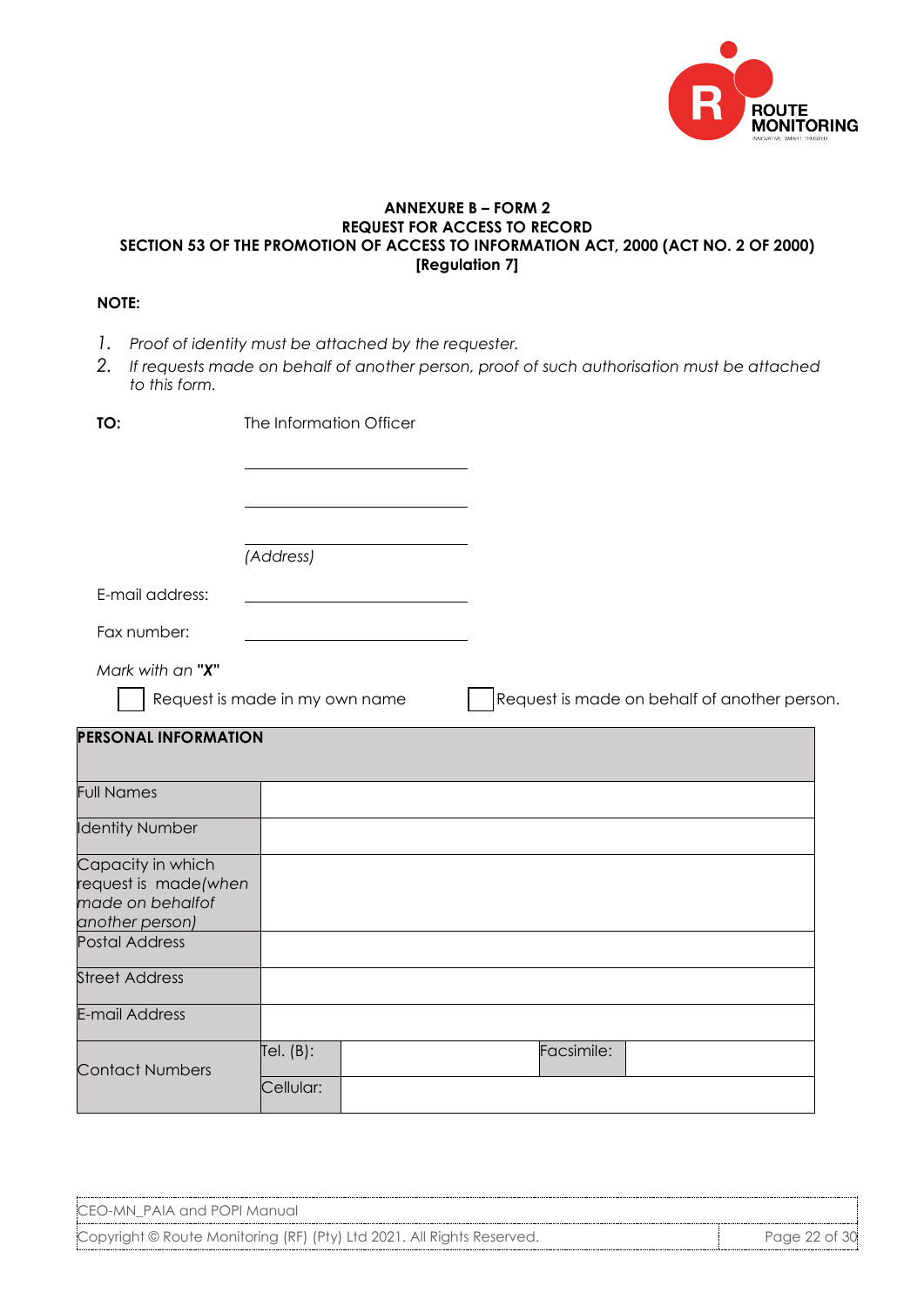**ANNEXURE B – FORM 2**
**REQUEST FOR ACCESS TO RECORD**
**SECTION 53 OF THE PROMOTION OF ACCESS TO INFORMATION ACT, 2000 (ACT NO. 2 OF 2000)**
**[Regulation 7]**

**NOTE:**

1. *Proof of identity must be attached by the requester.*
2. *If requests made on behalf of another person, proof of such authorisation must be attached to this form.*

**TO:** The Information Officer

______________________

______________________

______________________

*(Address)*

E-mail address: ______________________

Fax number: ______________________

*Mark with an* **"X"**

☐ Request is made in my own name ☐ Request is made on behalf of another person.

| **PERSONAL INFORMATION** | | | | |
|---|---|---|---|---|
| Full Names | | | | |
| Identity Number | | | | |
| Capacity in which request is made*(when made on behalfof another person)* | | | | |
| Postal Address | | | | |
| Street Address | | | | |
| E-mail Address | | | | |
| Contact Numbers | Tel. (B): | | Facsimile: | |
| | Cellular: | | | |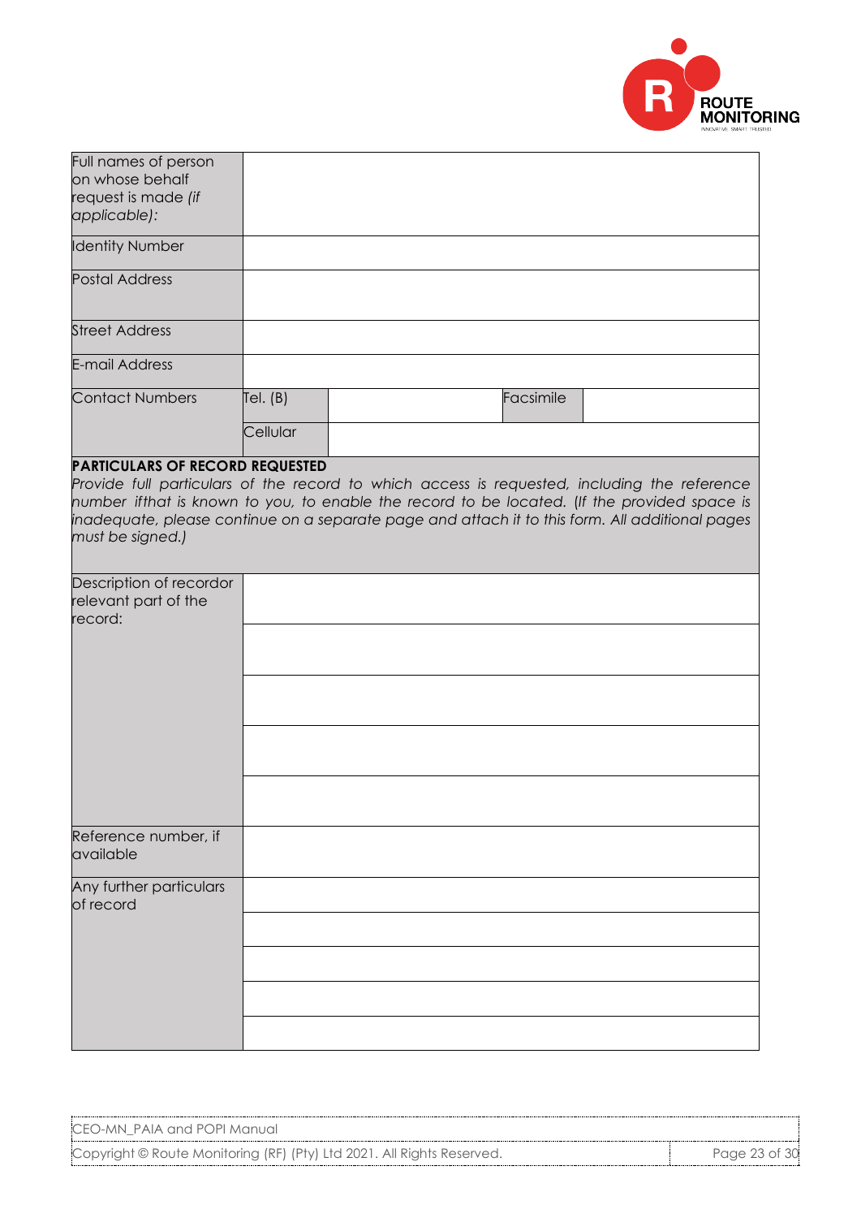| Full names of person on whose behalf request is made *(if applicable)*: | | | | |
|---|---|---|---|---|
| Identity Number | | | | |
| Postal Address | | | | |
| Street Address | | | | |
| E-mail Address | | | | |
| Contact Numbers | Tel. (B) | | Facsimile | |
| | Cellular | | | |

**PARTICULARS OF RECORD REQUESTED**

*Provide full particulars of the record to which access is requested, including the reference number ifthat is known to you, to enable the record to be located. (If the provided space is inadequate, please continue on a separate page and attach it to this form. All additional pages must be signed.)*

| Description of recordor relevant part of the record: | |
|---|---|
| | |
| | |
| | |
| | |
| Reference number, if available | |
| Any further particulars of record | |
| | |
| | |
| | |
| | |

CEO-MN_PAIA and POPI Manual

Copyright © Route Monitoring (RF) (Pty) Ltd 2021. All Rights Reserved.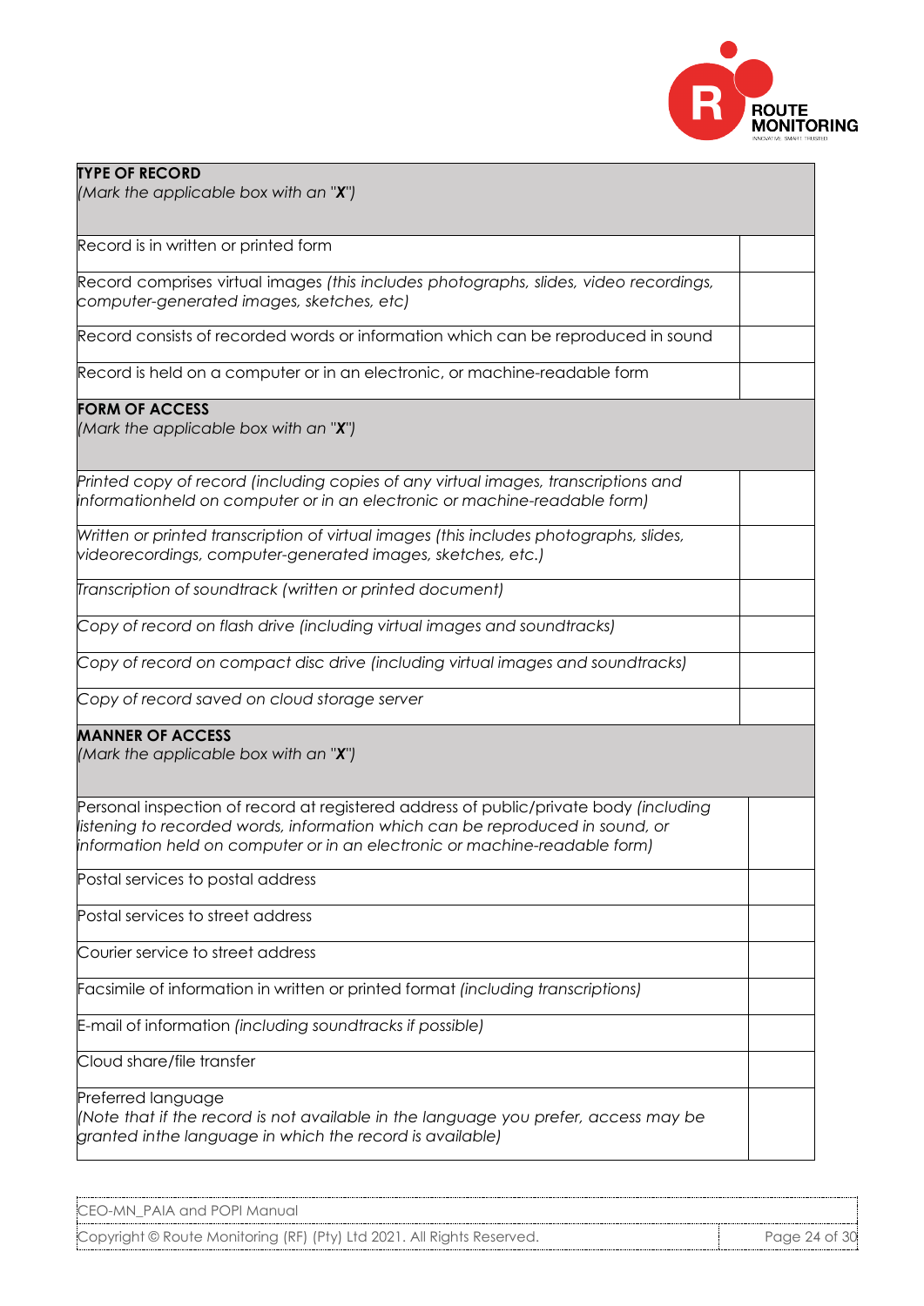| **TYPE OF RECORD**<br>*(Mark the applicable box with an "**X**")* | |
|---|---|
| Record is in written or printed form | |
| Record comprises virtual images *(this includes photographs, slides, video recordings, computer-generated images, sketches, etc)* | |
| Record consists of recorded words or information which can be reproduced in sound | |
| Record is held on a computer or in an electronic, or machine-readable form | |

| **FORM OF ACCESS**<br>*(Mark the applicable box with an "**X**")* | |
|---|---|
| *Printed copy of record (including copies of any virtual images, transcriptions and informationheld on computer or in an electronic or machine-readable form)* | |
| *Written or printed transcription of virtual images (this includes photographs, slides, videorecordings, computer-generated images, sketches, etc.)* | |
| *Transcription of soundtrack (written or printed document)* | |
| *Copy of record on flash drive (including virtual images and soundtracks)* | |
| *Copy of record on compact disc drive (including virtual images and soundtracks)* | |
| *Copy of record saved on cloud storage server* | |

| **MANNER OF ACCESS**<br>*(Mark the applicable box with an "**X**")* | |
|---|---|
| Personal inspection of record at registered address of public/private body *(including listening to recorded words, information which can be reproduced in sound, or information held on computer or in an electronic or machine-readable form)* | |
| Postal services to postal address | |
| Postal services to street address | |
| Courier service to street address | |
| Facsimile of information in written or printed format *(including transcriptions)* | |
| E-mail of information *(including soundtracks if possible)* | |
| Cloud share/file transfer | |
| Preferred language<br>*(Note that if the record is not available in the language you prefer, access may be granted inthe language in which the record is available)* | |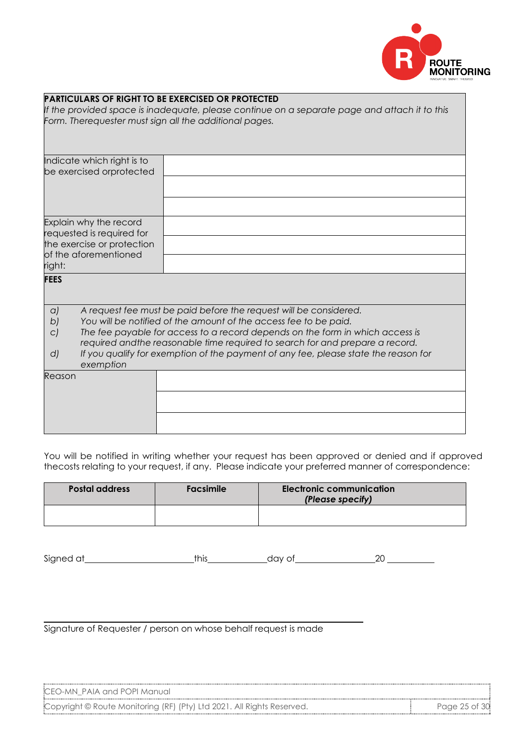**PARTICULARS OF RIGHT TO BE EXERCISED OR PROTECTED**

*If the provided space is inadequate, please continue on a separate page and attach it to this Form. Therequester must sign all the additional pages.*

| | |
|---|---|
| Indicate which right is to be exercised orprotected | |
| | |
| | |
| Explain why the record requested is required for the exercise or protection of the aforementioned right: | |
| | |
| | |

**FEES**

*a) A request fee must be paid before the request will be considered.*
*b) You will be notified of the amount of the access fee to be paid.*
*c) The fee payable for access to a record depends on the form in which access is required andthe reasonable time required to search for and prepare a record.*
*d) If you qualify for exemption of the payment of any fee, please state the reason for exemption*

| | |
|---|---|
| Reason | |
| | |
| | |

You will be notified in writing whether your request has been approved or denied and if approved thecosts relating to your request, if any. Please indicate your preferred manner of correspondence:

| Postal address | Facsimile | Electronic communication *(Please specify)* |
|---|---|---|
| | | |

Signed at\_\_\_\_\_\_\_\_\_\_\_\_\_\_\_\_\_\_\_\_\_\_this\_\_\_\_\_\_\_\_\_\_\_\_day of\_\_\_\_\_\_\_\_\_\_\_\_\_\_\_\_20 \_\_\_\_\_\_\_\_\_\_

\_\_\_\_\_\_\_\_\_\_\_\_\_\_\_\_\_\_\_\_\_\_\_\_\_\_\_\_\_\_\_\_\_\_\_\_\_\_\_\_\_\_\_\_\_\_\_\_\_\_\_\_\_\_\_\_

Signature of Requester / person on whose behalf request is made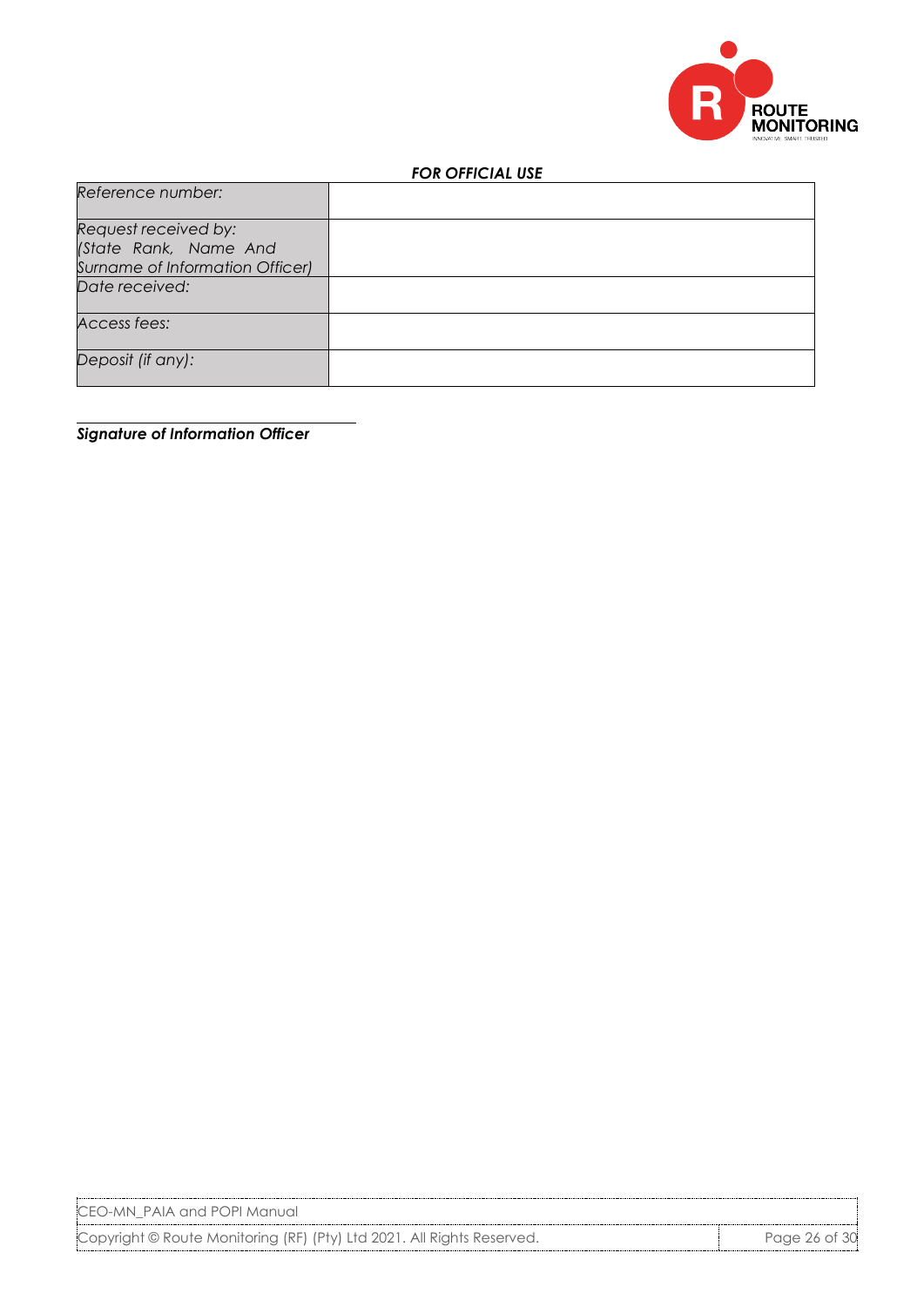***FOR OFFICIAL USE***

| | |
|---|---|
| *Reference number:* | |
| *Request received by: (State Rank, Name And Surname of Information Officer)* | |
| *Date received:* | |
| *Access fees:* | |
| *Deposit (if any):* | |

______________________________

***Signature of Information Officer***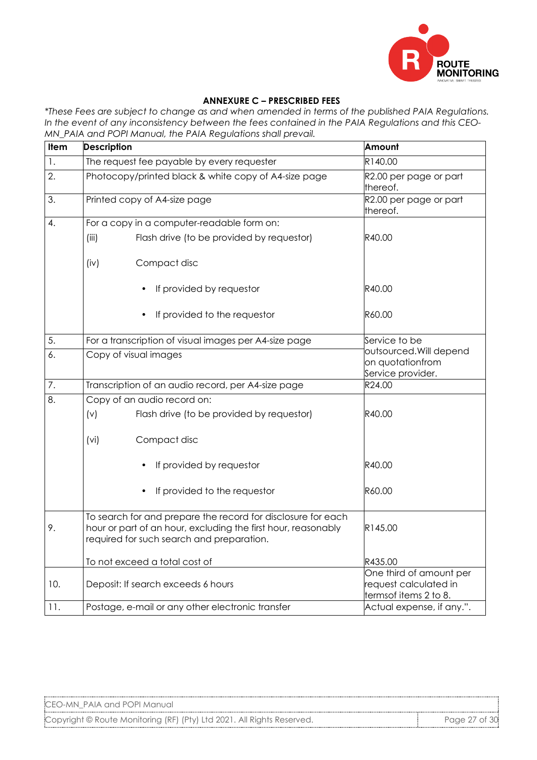## ANNEXURE C – PRESCRIBED FEES

*\*These Fees are subject to change as and when amended in terms of the published PAIA Regulations. In the event of any inconsistency between the fees contained in the PAIA Regulations and this CEO-MN_PAIA and POPI Manual, the PAIA Regulations shall prevail.*

| Item | Description | Amount |
|---|---|---|
| 1. | The request fee payable by every requester | R140.00 |
| 2. | Photocopy/printed black & white copy of A4-size page | R2.00 per page or part thereof. |
| 3. | Printed copy of A4-size page | R2.00 per page or part thereof. |
| 4. | For a copy in a computer-readable form on: | |
| | (iii) Flash drive (to be provided by requestor) | R40.00 |
| | (iv) Compact disc | |
| | • If provided by requestor | R40.00 |
| | • If provided to the requestor | R60.00 |
| 5. | For a transcription of visual images per A4-size page | Service to be outsourced.Will depend on quotationfrom Service provider. |
| 6. | Copy of visual images | |
| 7. | Transcription of an audio record, per A4-size page | R24.00 |
| 8. | Copy of an audio record on: | |
| | (v) Flash drive (to be provided by requestor) | R40.00 |
| | (vi) Compact disc | |
| | • If provided by requestor | R40.00 |
| | • If provided to the requestor | R60.00 |
| 9. | To search for and prepare the record for disclosure for each hour or part of an hour, excluding the first hour, reasonably required for such search and preparation. | R145.00 |
| | To not exceed a total cost of | R435.00 |
| 10. | Deposit: If search exceeds 6 hours | One third of amount per request calculated in termsof items 2 to 8. |
| 11. | Postage, e-mail or any other electronic transfer | Actual expense, if any.". |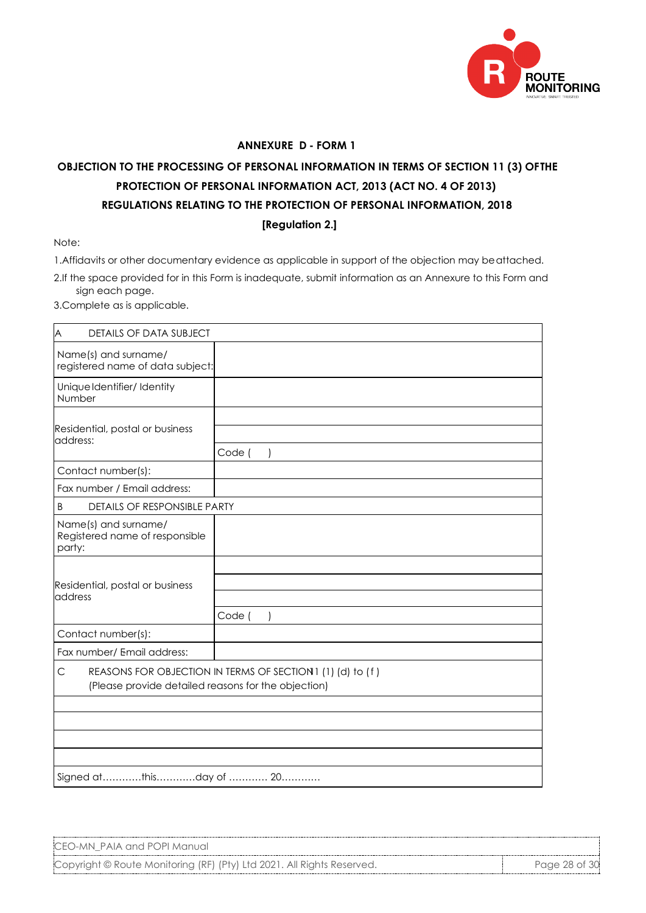**ANNEXURE D - FORM 1**

**OBJECTION TO THE PROCESSING OF PERSONAL INFORMATION IN TERMS OF SECTION 11 (3) OF THE PROTECTION OF PERSONAL INFORMATION ACT, 2013 (ACT NO. 4 OF 2013)**

**REGULATIONS RELATING TO THE PROTECTION OF PERSONAL INFORMATION, 2018**

**[Regulation 2.]**

Note:

1. Affidavits or other documentary evidence as applicable in support of the objection may be attached.
2. If the space provided for in this Form is inadequate, submit information as an Annexure to this Form and sign each page.
3. Complete as is applicable.

| A DETAILS OF DATA SUBJECT | |
|---|---|
| Name(s) and surname/ registered name of data subject: | |
| Unique Identifier/ Identity Number | |
| Residential, postal or business address: | |
| | |
| | Code ( ) |
| Contact number(s): | |
| Fax number / Email address: | |
| B DETAILS OF RESPONSIBLE PARTY | |
| Name(s) and surname/ Registered name of responsible party: | |
| Residential, postal or business address | |
| | |
| | |
| | Code ( ) |
| Contact number(s): | |
| Fax number/ Email address: | |
| C REASONS FOR OBJECTION IN TERMS OF SECTION 11 (1) (d) to (f) (Please provide detailed reasons for the objection) | |
| | |
| | |
| | |
| | |
| Signed at…………this…………day of ………… 20………… | |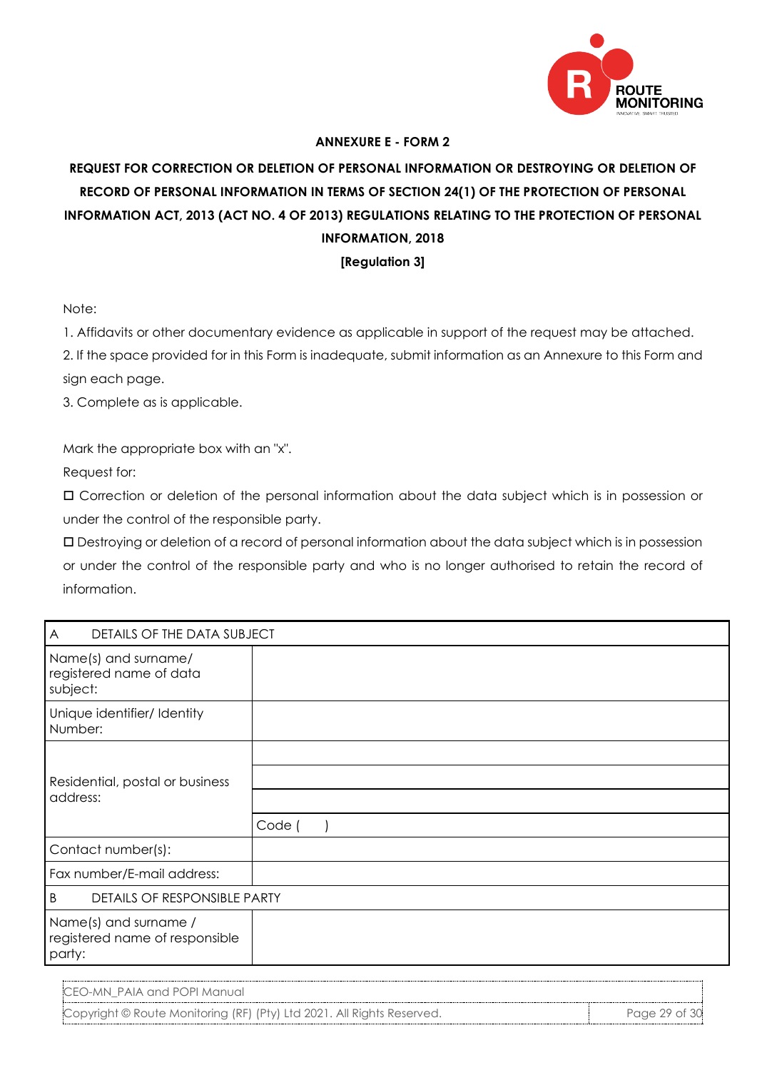**ANNEXURE E - FORM 2**

**REQUEST FOR CORRECTION OR DELETION OF PERSONAL INFORMATION OR DESTROYING OR DELETION OF RECORD OF PERSONAL INFORMATION IN TERMS OF SECTION 24(1) OF THE PROTECTION OF PERSONAL INFORMATION ACT, 2013 (ACT NO. 4 OF 2013) REGULATIONS RELATING TO THE PROTECTION OF PERSONAL INFORMATION, 2018**

**[Regulation 3]**

Note:

1. Affidavits or other documentary evidence as applicable in support of the request may be attached.
2. If the space provided for in this Form is inadequate, submit information as an Annexure to this Form and sign each page.
3. Complete as is applicable.

Mark the appropriate box with an "x".

Request for:

☐ Correction or deletion of the personal information about the data subject which is in possession or under the control of the responsible party.

☐ Destroying or deletion of a record of personal information about the data subject which is in possession or under the control of the responsible party and who is no longer authorised to retain the record of information.

| A DETAILS OF THE DATA SUBJECT | |
|---|---|
| Name(s) and surname/ registered name of data subject: | |
| Unique identifier/ Identity Number: | |
| Residential, postal or business address: | |
| | |
| | |
| | Code (      ) |
| Contact number(s): | |
| Fax number/E-mail address: | |
| B DETAILS OF RESPONSIBLE PARTY | |
| Name(s) and surname / registered name of responsible party: | |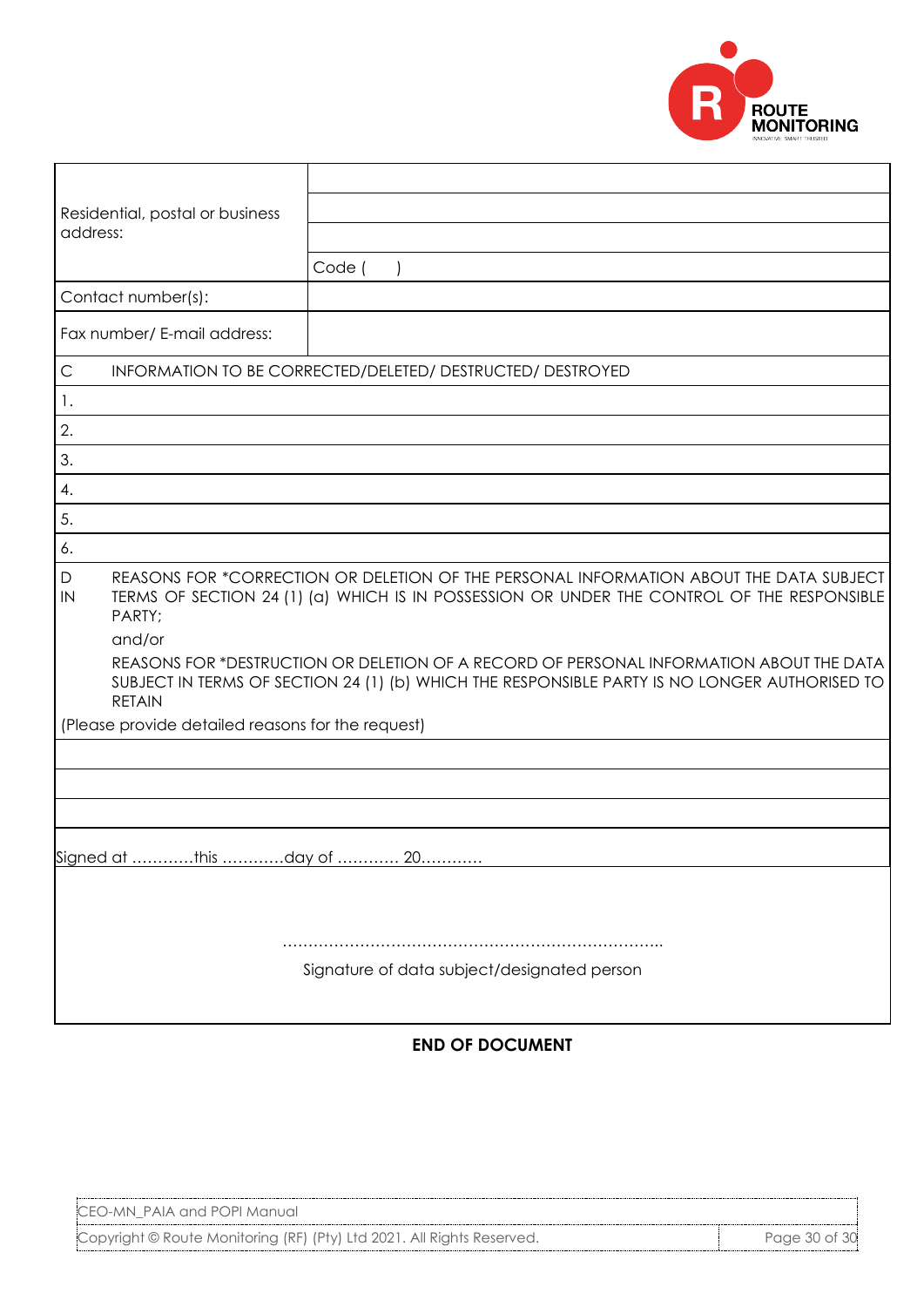| | |
|---|---|
| Residential, postal or business address: | |
| | |
| | |
| | Code ( ) |
| Contact number(s): | |
| Fax number/ E-mail address: | |

| |
|---|
| C INFORMATION TO BE CORRECTED/DELETED/ DESTRUCTED/ DESTROYED |
| 1. |
| 2. |
| 3. |
| 4. |
| 5. |
| 6. |

| |
|---|
| D IN REASONS FOR *CORRECTION OR DELETION OF THE PERSONAL INFORMATION ABOUT THE DATA SUBJECT TERMS OF SECTION 24 (1) (a) WHICH IS IN POSSESSION OR UNDER THE CONTROL OF THE RESPONSIBLE PARTY; and/or REASONS FOR *DESTRUCTION OR DELETION OF A RECORD OF PERSONAL INFORMATION ABOUT THE DATA SUBJECT IN TERMS OF SECTION 24 (1) (b) WHICH THE RESPONSIBLE PARTY IS NO LONGER AUTHORISED TO RETAIN (Please provide detailed reasons for the request) |
| |
| |
| |

Signed at …………this …………day of ………… 20…………

………………………………………………………………..

Signature of data subject/designated person

**END OF DOCUMENT**